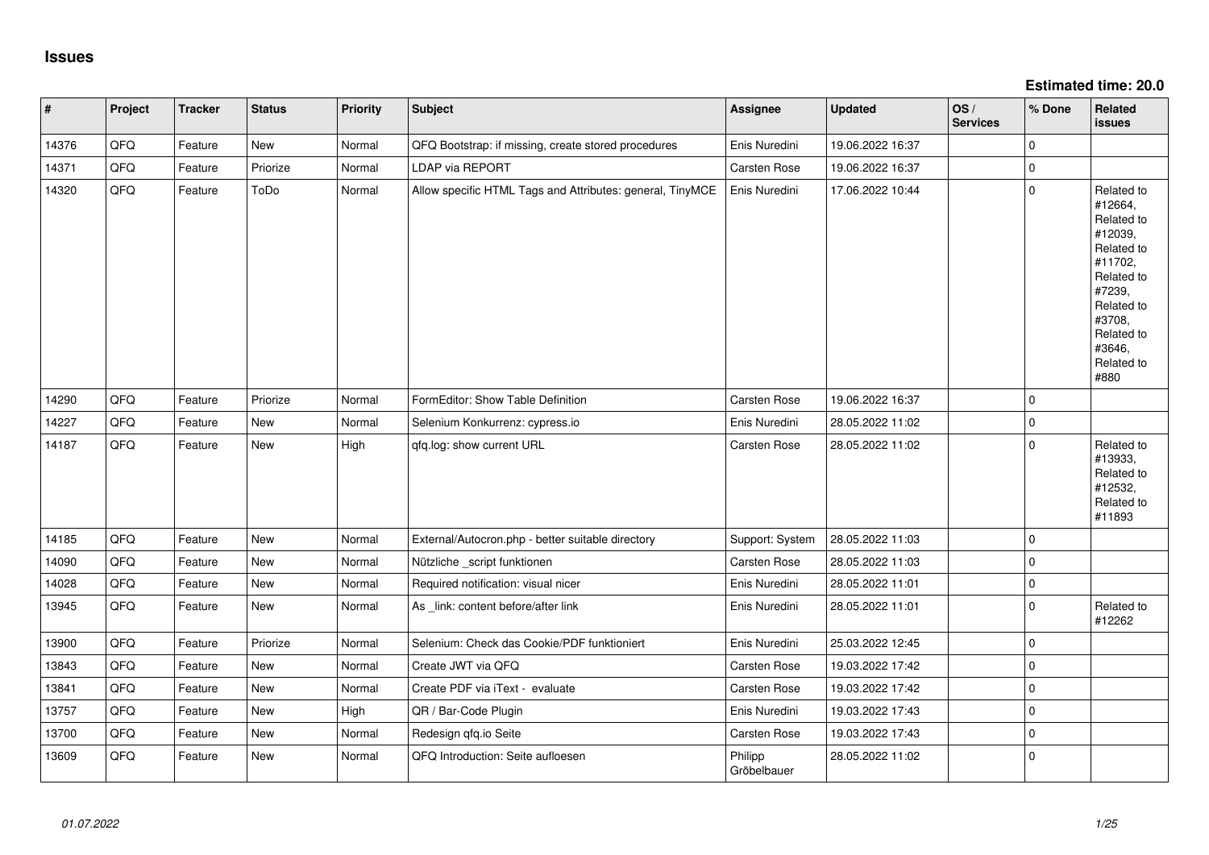# Issues

**Estimated time: 20.0**

| # | Project | Tracker | Status | Priority | Subject | Assignee | Updated | OS / Services | % Done | Related issues |
|---|---|---|---|---|---|---|---|---|---|---|
| 14376 | QFQ | Feature | New | Normal | QFQ Bootstrap: if missing, create stored procedures | Enis Nuredini | 19.06.2022 16:37 | | 0 | |
| 14371 | QFQ | Feature | Priorize | Normal | LDAP via REPORT | Carsten Rose | 19.06.2022 16:37 | | 0 | |
| 14320 | QFQ | Feature | ToDo | Normal | Allow specific HTML Tags and Attributes: general, TinyMCE | Enis Nuredini | 17.06.2022 10:44 | | 0 | Related to #12664, Related to #12039, Related to #11702, Related to #7239, Related to #3708, Related to #3646, Related to #880 |
| 14290 | QFQ | Feature | Priorize | Normal | FormEditor: Show Table Definition | Carsten Rose | 19.06.2022 16:37 | | 0 | |
| 14227 | QFQ | Feature | New | Normal | Selenium Konkurrenz: cypress.io | Enis Nuredini | 28.05.2022 11:02 | | 0 | |
| 14187 | QFQ | Feature | New | High | qfq.log: show current URL | Carsten Rose | 28.05.2022 11:02 | | 0 | Related to #13933, Related to #12532, Related to #11893 |
| 14185 | QFQ | Feature | New | Normal | External/Autocron.php - better suitable directory | Support: System | 28.05.2022 11:03 | | 0 | |
| 14090 | QFQ | Feature | New | Normal | Nützliche _script funktionen | Carsten Rose | 28.05.2022 11:03 | | 0 | |
| 14028 | QFQ | Feature | New | Normal | Required notification: visual nicer | Enis Nuredini | 28.05.2022 11:01 | | 0 | |
| 13945 | QFQ | Feature | New | Normal | As _link: content before/after link | Enis Nuredini | 28.05.2022 11:01 | | 0 | Related to #12262 |
| 13900 | QFQ | Feature | Priorize | Normal | Selenium: Check das Cookie/PDF funktioniert | Enis Nuredini | 25.03.2022 12:45 | | 0 | |
| 13843 | QFQ | Feature | New | Normal | Create JWT via QFQ | Carsten Rose | 19.03.2022 17:42 | | 0 | |
| 13841 | QFQ | Feature | New | Normal | Create PDF via iText - evaluate | Carsten Rose | 19.03.2022 17:42 | | 0 | |
| 13757 | QFQ | Feature | New | High | QR / Bar-Code Plugin | Enis Nuredini | 19.03.2022 17:43 | | 0 | |
| 13700 | QFQ | Feature | New | Normal | Redesign qfq.io Seite | Carsten Rose | 19.03.2022 17:43 | | 0 | |
| 13609 | QFQ | Feature | New | Normal | QFQ Introduction: Seite aufloesen | Philipp Gröbelbauer | 28.05.2022 11:02 | | 0 | |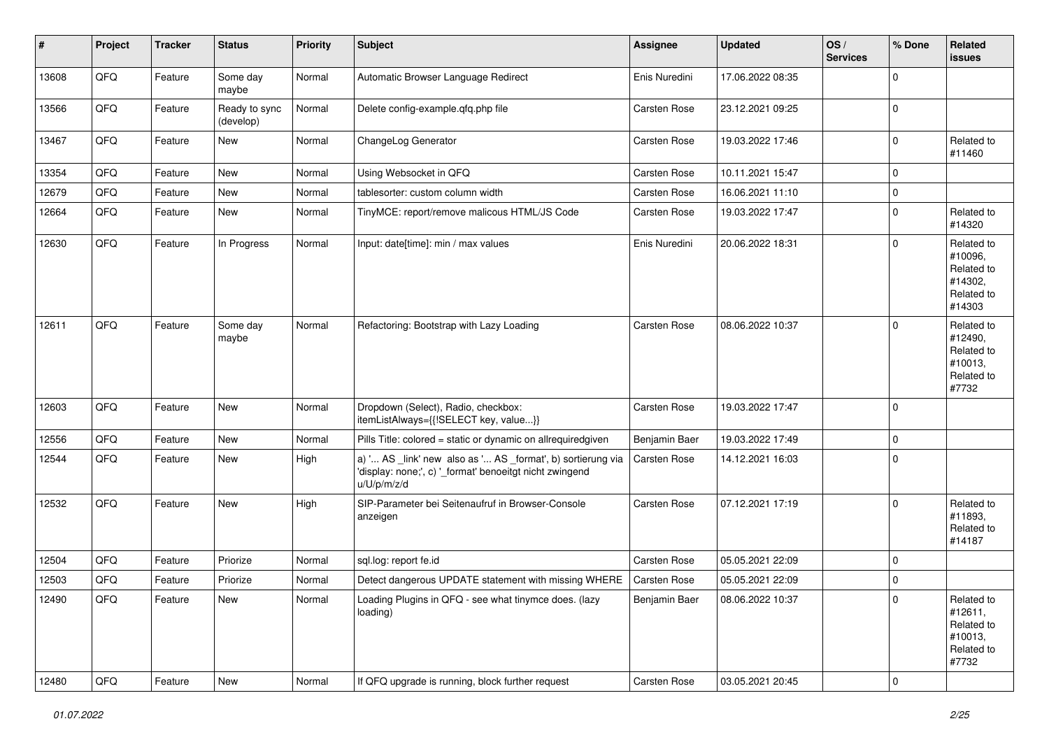| # | Project | Tracker | Status | Priority | Subject | Assignee | Updated | OS / Services | % Done | Related issues |
|---|---|---|---|---|---|---|---|---|---|---|
| 13608 | QFQ | Feature | Some day maybe | Normal | Automatic Browser Language Redirect | Enis Nuredini | 17.06.2022 08:35 | | 0 | |
| 13566 | QFQ | Feature | Ready to sync (develop) | Normal | Delete config-example.qfq.php file | Carsten Rose | 23.12.2021 09:25 | | 0 | |
| 13467 | QFQ | Feature | New | Normal | ChangeLog Generator | Carsten Rose | 19.03.2022 17:46 | | 0 | Related to #11460 |
| 13354 | QFQ | Feature | New | Normal | Using Websocket in QFQ | Carsten Rose | 10.11.2021 15:47 | | 0 | |
| 12679 | QFQ | Feature | New | Normal | tablesorter: custom column width | Carsten Rose | 16.06.2021 11:10 | | 0 | |
| 12664 | QFQ | Feature | New | Normal | TinyMCE: report/remove malicous HTML/JS Code | Carsten Rose | 19.03.2022 17:47 | | 0 | Related to #14320 |
| 12630 | QFQ | Feature | In Progress | Normal | Input: date[time]: min / max values | Enis Nuredini | 20.06.2022 18:31 | | 0 | Related to #10096, Related to #14302, Related to #14303 |
| 12611 | QFQ | Feature | Some day maybe | Normal | Refactoring: Bootstrap with Lazy Loading | Carsten Rose | 08.06.2022 10:37 | | 0 | Related to #12490, Related to #10013, Related to #7732 |
| 12603 | QFQ | Feature | New | Normal | Dropdown (Select), Radio, checkbox: itemListAlways={{!SELECT key, value...}} | Carsten Rose | 19.03.2022 17:47 | | 0 | |
| 12556 | QFQ | Feature | New | Normal | Pills Title: colored = static or dynamic on allrequiredgiven | Benjamin Baer | 19.03.2022 17:49 | | 0 | |
| 12544 | QFQ | Feature | New | High | a) '... AS _link' new also as '... AS _format', b) sortierung via 'display: none;', c) '_format' benoeitgt nicht zwingend u/U/p/m/z/d | Carsten Rose | 14.12.2021 16:03 | | 0 | |
| 12532 | QFQ | Feature | New | High | SIP-Parameter bei Seitenaufruf in Browser-Console anzeigen | Carsten Rose | 07.12.2021 17:19 | | 0 | Related to #11893, Related to #14187 |
| 12504 | QFQ | Feature | Priorize | Normal | sql.log: report fe.id | Carsten Rose | 05.05.2021 22:09 | | 0 | |
| 12503 | QFQ | Feature | Priorize | Normal | Detect dangerous UPDATE statement with missing WHERE | Carsten Rose | 05.05.2021 22:09 | | 0 | |
| 12490 | QFQ | Feature | New | Normal | Loading Plugins in QFQ - see what tinymce does. (lazy loading) | Benjamin Baer | 08.06.2022 10:37 | | 0 | Related to #12611, Related to #10013, Related to #7732 |
| 12480 | QFQ | Feature | New | Normal | If QFQ upgrade is running, block further request | Carsten Rose | 03.05.2021 20:45 | | 0 | |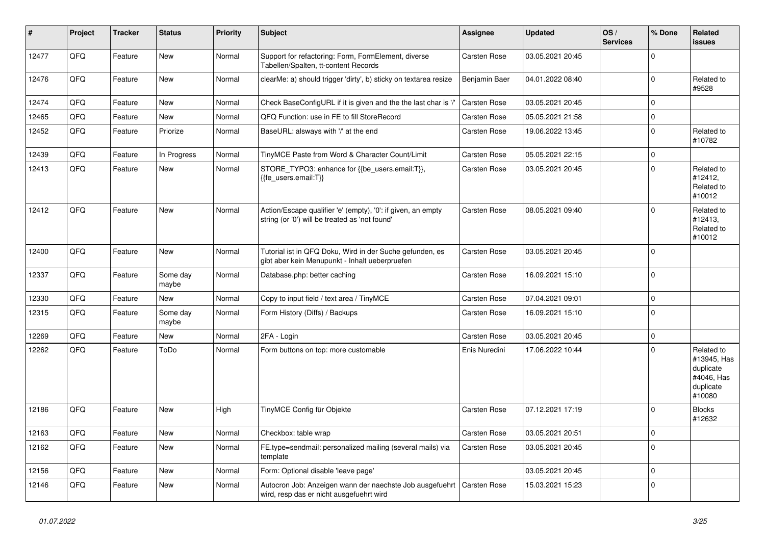| # | Project | Tracker | Status | Priority | Subject | Assignee | Updated | OS / Services | % Done | Related issues |
|---|---|---|---|---|---|---|---|---|---|---|
| 12477 | QFQ | Feature | New | Normal | Support for refactoring: Form, FormElement, diverse Tabellen/Spalten, tt-content Records | Carsten Rose | 03.05.2021 20:45 | | 0 | |
| 12476 | QFQ | Feature | New | Normal | clearMe: a) should trigger 'dirty', b) sticky on textarea resize | Benjamin Baer | 04.01.2022 08:40 | | 0 | Related to #9528 |
| 12474 | QFQ | Feature | New | Normal | Check BaseConfigURL if it is given and the the last char is '/' | Carsten Rose | 03.05.2021 20:45 | | 0 | |
| 12465 | QFQ | Feature | New | Normal | QFQ Function: use in FE to fill StoreRecord | Carsten Rose | 05.05.2021 21:58 | | 0 | |
| 12452 | QFQ | Feature | Priorize | Normal | BaseURL: alsways with '/' at the end | Carsten Rose | 19.06.2022 13:45 | | 0 | Related to #10782 |
| 12439 | QFQ | Feature | In Progress | Normal | TinyMCE Paste from Word & Character Count/Limit | Carsten Rose | 05.05.2021 22:15 | | 0 | |
| 12413 | QFQ | Feature | New | Normal | STORE_TYPO3: enhance for {{be_users.email:T}}, {{fe_users.email:T}} | Carsten Rose | 03.05.2021 20:45 | | 0 | Related to #12412, Related to #10012 |
| 12412 | QFQ | Feature | New | Normal | Action/Escape qualifier 'e' (empty), '0': if given, an empty string (or '0') will be treated as 'not found' | Carsten Rose | 08.05.2021 09:40 | | 0 | Related to #12413, Related to #10012 |
| 12400 | QFQ | Feature | New | Normal | Tutorial ist in QFQ Doku, Wird in der Suche gefunden, es gibt aber kein Menupunkt - Inhalt ueberpruefen | Carsten Rose | 03.05.2021 20:45 | | 0 | |
| 12337 | QFQ | Feature | Some day maybe | Normal | Database.php: better caching | Carsten Rose | 16.09.2021 15:10 | | 0 | |
| 12330 | QFQ | Feature | New | Normal | Copy to input field / text area / TinyMCE | Carsten Rose | 07.04.2021 09:01 | | 0 | |
| 12315 | QFQ | Feature | Some day maybe | Normal | Form History (Diffs) / Backups | Carsten Rose | 16.09.2021 15:10 | | 0 | |
| 12269 | QFQ | Feature | New | Normal | 2FA - Login | Carsten Rose | 03.05.2021 20:45 | | 0 | |
| 12262 | QFQ | Feature | ToDo | Normal | Form buttons on top: more customable | Enis Nuredini | 17.06.2022 10:44 | | 0 | Related to #13945, Has duplicate #4046, Has duplicate #10080 |
| 12186 | QFQ | Feature | New | High | TinyMCE Config für Objekte | Carsten Rose | 07.12.2021 17:19 | | 0 | Blocks #12632 |
| 12163 | QFQ | Feature | New | Normal | Checkbox: table wrap | Carsten Rose | 03.05.2021 20:51 | | 0 | |
| 12162 | QFQ | Feature | New | Normal | FE.type=sendmail: personalized mailing (several mails) via template | Carsten Rose | 03.05.2021 20:45 | | 0 | |
| 12156 | QFQ | Feature | New | Normal | Form: Optional disable 'leave page' | | 03.05.2021 20:45 | | 0 | |
| 12146 | QFQ | Feature | New | Normal | Autocron Job: Anzeigen wann der naechste Job ausgefuehrt wird, resp das er nicht ausgefuehrt wird | Carsten Rose | 15.03.2021 15:23 | | 0 | |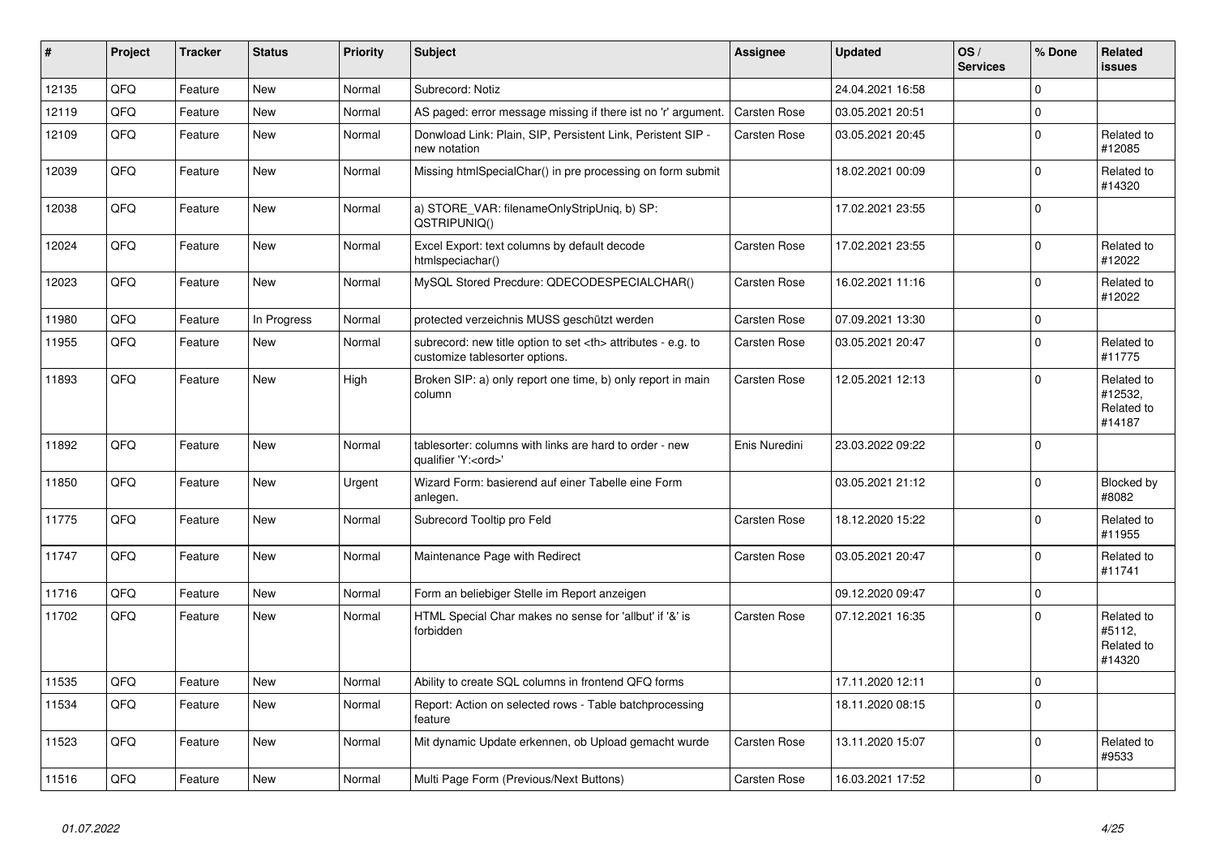| # | Project | Tracker | Status | Priority | Subject | Assignee | Updated | OS / Services | % Done | Related issues |
|---|---|---|---|---|---|---|---|---|---|---|
| 12135 | QFQ | Feature | New | Normal | Subrecord: Notiz | | 24.04.2021 16:58 | | 0 | |
| 12119 | QFQ | Feature | New | Normal | AS paged: error message missing if there ist no 'r' argument. | Carsten Rose | 03.05.2021 20:51 | | 0 | |
| 12109 | QFQ | Feature | New | Normal | Donwload Link: Plain, SIP, Persistent Link, Peristent SIP - new notation | Carsten Rose | 03.05.2021 20:45 | | 0 | Related to #12085 |
| 12039 | QFQ | Feature | New | Normal | Missing htmlSpecialChar() in pre processing on form submit | | 18.02.2021 00:09 | | 0 | Related to #14320 |
| 12038 | QFQ | Feature | New | Normal | a) STORE_VAR: filenameOnlyStripUniq, b) SP: QSTRIPUNIQ() | | 17.02.2021 23:55 | | 0 | |
| 12024 | QFQ | Feature | New | Normal | Excel Export: text columns by default decode htmlspeciachar() | Carsten Rose | 17.02.2021 23:55 | | 0 | Related to #12022 |
| 12023 | QFQ | Feature | New | Normal | MySQL Stored Precdure: QDECODESPECIALCHAR() | Carsten Rose | 16.02.2021 11:16 | | 0 | Related to #12022 |
| 11980 | QFQ | Feature | In Progress | Normal | protected verzeichnis MUSS geschützt werden | Carsten Rose | 07.09.2021 13:30 | | 0 | |
| 11955 | QFQ | Feature | New | Normal | subrecord: new title option to set <th> attributes - e.g. to customize tablesorter options. | Carsten Rose | 03.05.2021 20:47 | | 0 | Related to #11775 |
| 11893 | QFQ | Feature | New | High | Broken SIP: a) only report one time, b) only report in main column | Carsten Rose | 12.05.2021 12:13 | | 0 | Related to #12532, Related to #14187 |
| 11892 | QFQ | Feature | New | Normal | tablesorter: columns with links are hard to order - new qualifier 'Y:<ord>' | Enis Nuredini | 23.03.2022 09:22 | | 0 | |
| 11850 | QFQ | Feature | New | Urgent | Wizard Form: basierend auf einer Tabelle eine Form anlegen. | | 03.05.2021 21:12 | | 0 | Blocked by #8082 |
| 11775 | QFQ | Feature | New | Normal | Subrecord Tooltip pro Feld | Carsten Rose | 18.12.2020 15:22 | | 0 | Related to #11955 |
| 11747 | QFQ | Feature | New | Normal | Maintenance Page with Redirect | Carsten Rose | 03.05.2021 20:47 | | 0 | Related to #11741 |
| 11716 | QFQ | Feature | New | Normal | Form an beliebiger Stelle im Report anzeigen | | 09.12.2020 09:47 | | 0 | |
| 11702 | QFQ | Feature | New | Normal | HTML Special Char makes no sense for 'allbut' if '&' is forbidden | Carsten Rose | 07.12.2021 16:35 | | 0 | Related to #5112, Related to #14320 |
| 11535 | QFQ | Feature | New | Normal | Ability to create SQL columns in frontend QFQ forms | | 17.11.2020 12:11 | | 0 | |
| 11534 | QFQ | Feature | New | Normal | Report: Action on selected rows - Table batchprocessing feature | | 18.11.2020 08:15 | | 0 | |
| 11523 | QFQ | Feature | New | Normal | Mit dynamic Update erkennen, ob Upload gemacht wurde | Carsten Rose | 13.11.2020 15:07 | | 0 | Related to #9533 |
| 11516 | QFQ | Feature | New | Normal | Multi Page Form (Previous/Next Buttons) | Carsten Rose | 16.03.2021 17:52 | | 0 | |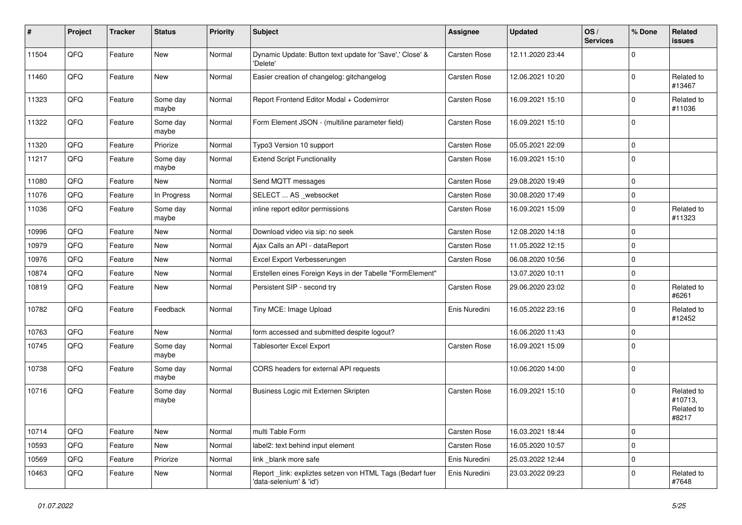| # | Project | Tracker | Status | Priority | Subject | Assignee | Updated | OS / Services | % Done | Related issues |
|---|---|---|---|---|---|---|---|---|---|---|
| 11504 | QFQ | Feature | New | Normal | Dynamic Update: Button text update for 'Save',' Close' & 'Delete' | Carsten Rose | 12.11.2020 23:44 | | 0 | |
| 11460 | QFQ | Feature | New | Normal | Easier creation of changelog: gitchangelog | Carsten Rose | 12.06.2021 10:20 | | 0 | Related to #13467 |
| 11323 | QFQ | Feature | Some day maybe | Normal | Report Frontend Editor Modal + Codemirror | Carsten Rose | 16.09.2021 15:10 | | 0 | Related to #11036 |
| 11322 | QFQ | Feature | Some day maybe | Normal | Form Element JSON - (multiline parameter field) | Carsten Rose | 16.09.2021 15:10 | | 0 | |
| 11320 | QFQ | Feature | Priorize | Normal | Typo3 Version 10 support | Carsten Rose | 05.05.2021 22:09 | | 0 | |
| 11217 | QFQ | Feature | Some day maybe | Normal | Extend Script Functionality | Carsten Rose | 16.09.2021 15:10 | | 0 | |
| 11080 | QFQ | Feature | New | Normal | Send MQTT messages | Carsten Rose | 29.08.2020 19:49 | | 0 | |
| 11076 | QFQ | Feature | In Progress | Normal | SELECT ... AS _websocket | Carsten Rose | 30.08.2020 17:49 | | 0 | |
| 11036 | QFQ | Feature | Some day maybe | Normal | inline report editor permissions | Carsten Rose | 16.09.2021 15:09 | | 0 | Related to #11323 |
| 10996 | QFQ | Feature | New | Normal | Download video via sip: no seek | Carsten Rose | 12.08.2020 14:18 | | 0 | |
| 10979 | QFQ | Feature | New | Normal | Ajax Calls an API - dataReport | Carsten Rose | 11.05.2022 12:15 | | 0 | |
| 10976 | QFQ | Feature | New | Normal | Excel Export Verbesserungen | Carsten Rose | 06.08.2020 10:56 | | 0 | |
| 10874 | QFQ | Feature | New | Normal | Erstellen eines Foreign Keys in der Tabelle "FormElement" | | 13.07.2020 10:11 | | 0 | |
| 10819 | QFQ | Feature | New | Normal | Persistent SIP - second try | Carsten Rose | 29.06.2020 23:02 | | 0 | Related to #6261 |
| 10782 | QFQ | Feature | Feedback | Normal | Tiny MCE: Image Upload | Enis Nuredini | 16.05.2022 23:16 | | 0 | Related to #12452 |
| 10763 | QFQ | Feature | New | Normal | form accessed and submitted despite logout? | | 16.06.2020 11:43 | | 0 | |
| 10745 | QFQ | Feature | Some day maybe | Normal | Tablesorter Excel Export | Carsten Rose | 16.09.2021 15:09 | | 0 | |
| 10738 | QFQ | Feature | Some day maybe | Normal | CORS headers for external API requests | | 10.06.2020 14:00 | | 0 | |
| 10716 | QFQ | Feature | Some day maybe | Normal | Business Logic mit Externen Skripten | Carsten Rose | 16.09.2021 15:10 | | 0 | Related to #10713, Related to #8217 |
| 10714 | QFQ | Feature | New | Normal | multi Table Form | Carsten Rose | 16.03.2021 18:44 | | 0 | |
| 10593 | QFQ | Feature | New | Normal | label2: text behind input element | Carsten Rose | 16.05.2020 10:57 | | 0 | |
| 10569 | QFQ | Feature | Priorize | Normal | link _blank more safe | Enis Nuredini | 25.03.2022 12:44 | | 0 | |
| 10463 | QFQ | Feature | New | Normal | Report _link: expliztes setzen von HTML Tags (Bedarf fuer 'data-selenium' & 'id') | Enis Nuredini | 23.03.2022 09:23 | | 0 | Related to #7648 |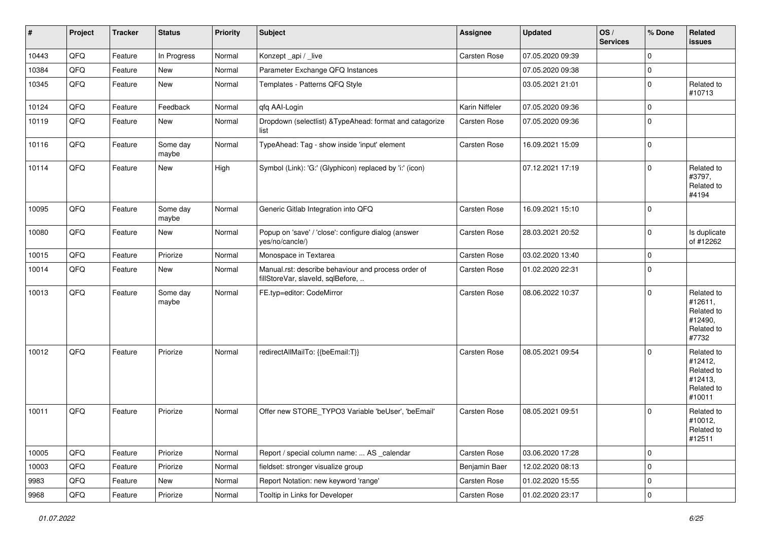| # | Project | Tracker | Status | Priority | Subject | Assignee | Updated | OS / Services | % Done | Related issues |
|---|---|---|---|---|---|---|---|---|---|---|
| 10443 | QFQ | Feature | In Progress | Normal | Konzept _api / _live | Carsten Rose | 07.05.2020 09:39 | | 0 | |
| 10384 | QFQ | Feature | New | Normal | Parameter Exchange QFQ Instances | | 07.05.2020 09:38 | | 0 | |
| 10345 | QFQ | Feature | New | Normal | Templates - Patterns QFQ Style | | 03.05.2021 21:01 | | 0 | Related to #10713 |
| 10124 | QFQ | Feature | Feedback | Normal | qfq AAI-Login | Karin Niffeler | 07.05.2020 09:36 | | 0 | |
| 10119 | QFQ | Feature | New | Normal | Dropdown (selectlist) &TypeAhead: format and catagorize list | Carsten Rose | 07.05.2020 09:36 | | 0 | |
| 10116 | QFQ | Feature | Some day maybe | Normal | TypeAhead: Tag - show inside 'input' element | Carsten Rose | 16.09.2021 15:09 | | 0 | |
| 10114 | QFQ | Feature | New | High | Symbol (Link): 'G:' (Glyphicon) replaced by 'i:' (icon) | | 07.12.2021 17:19 | | 0 | Related to #3797, Related to #4194 |
| 10095 | QFQ | Feature | Some day maybe | Normal | Generic Gitlab Integration into QFQ | Carsten Rose | 16.09.2021 15:10 | | 0 | |
| 10080 | QFQ | Feature | New | Normal | Popup on 'save' / 'close': configure dialog (answer yes/no/cancle/) | Carsten Rose | 28.03.2021 20:52 | | 0 | Is duplicate of #12262 |
| 10015 | QFQ | Feature | Priorize | Normal | Monospace in Textarea | Carsten Rose | 03.02.2020 13:40 | | 0 | |
| 10014 | QFQ | Feature | New | Normal | Manual.rst: describe behaviour and process order of fillStoreVar, slaveId, sqlBefore, .. | Carsten Rose | 01.02.2020 22:31 | | 0 | |
| 10013 | QFQ | Feature | Some day maybe | Normal | FE.typ=editor: CodeMirror | Carsten Rose | 08.06.2022 10:37 | | 0 | Related to #12611, Related to #12490, Related to #7732 |
| 10012 | QFQ | Feature | Priorize | Normal | redirectAllMailTo: {{beEmail:T}} | Carsten Rose | 08.05.2021 09:54 | | 0 | Related to #12412, Related to #12413, Related to #10011 |
| 10011 | QFQ | Feature | Priorize | Normal | Offer new STORE_TYPO3 Variable 'beUser', 'beEmail' | Carsten Rose | 08.05.2021 09:51 | | 0 | Related to #10012, Related to #12511 |
| 10005 | QFQ | Feature | Priorize | Normal | Report / special column name: ... AS _calendar | Carsten Rose | 03.06.2020 17:28 | | 0 | |
| 10003 | QFQ | Feature | Priorize | Normal | fieldset: stronger visualize group | Benjamin Baer | 12.02.2020 08:13 | | 0 | |
| 9983 | QFQ | Feature | New | Normal | Report Notation: new keyword 'range' | Carsten Rose | 01.02.2020 15:55 | | 0 | |
| 9968 | QFQ | Feature | Priorize | Normal | Tooltip in Links for Developer | Carsten Rose | 01.02.2020 23:17 | | 0 | |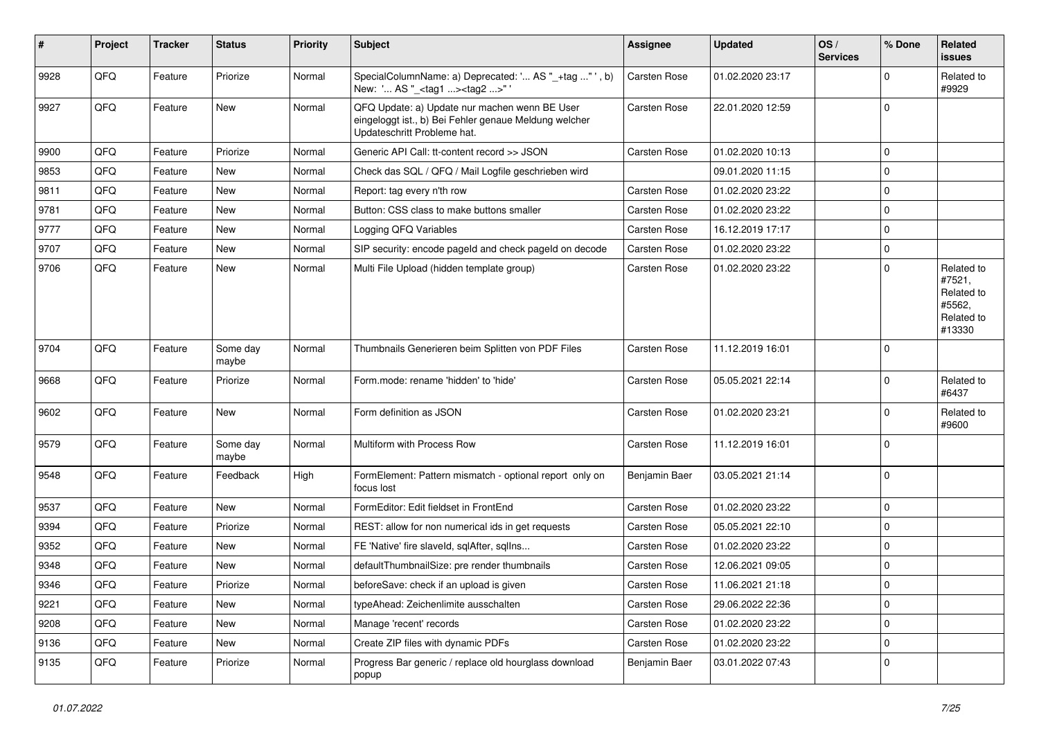| # | Project | Tracker | Status | Priority | Subject | Assignee | Updated | OS / Services | % Done | Related issues |
|---|---|---|---|---|---|---|---|---|---|---|
| 9928 | QFQ | Feature | Priorize | Normal | SpecialColumnName: a) Deprecated: '... AS "_+tag ..." ', b) New: '... AS "_<tag1 ...><tag2 ...>" ' | Carsten Rose | 01.02.2020 23:17 | | 0 | Related to #9929 |
| 9927 | QFQ | Feature | New | Normal | QFQ Update: a) Update nur machen wenn BE User eingeloggt ist., b) Bei Fehler genaue Meldung welcher Updateschritt Probleme hat. | Carsten Rose | 22.01.2020 12:59 | | 0 | |
| 9900 | QFQ | Feature | Priorize | Normal | Generic API Call: tt-content record >> JSON | Carsten Rose | 01.02.2020 10:13 | | 0 | |
| 9853 | QFQ | Feature | New | Normal | Check das SQL / QFQ / Mail Logfile geschrieben wird | | 09.01.2020 11:15 | | 0 | |
| 9811 | QFQ | Feature | New | Normal | Report: tag every n'th row | Carsten Rose | 01.02.2020 23:22 | | 0 | |
| 9781 | QFQ | Feature | New | Normal | Button: CSS class to make buttons smaller | Carsten Rose | 01.02.2020 23:22 | | 0 | |
| 9777 | QFQ | Feature | New | Normal | Logging QFQ Variables | Carsten Rose | 16.12.2019 17:17 | | 0 | |
| 9707 | QFQ | Feature | New | Normal | SIP security: encode pageId and check pageId on decode | Carsten Rose | 01.02.2020 23:22 | | 0 | |
| 9706 | QFQ | Feature | New | Normal | Multi File Upload (hidden template group) | Carsten Rose | 01.02.2020 23:22 | | 0 | Related to #7521, Related to #5562, Related to #13330 |
| 9704 | QFQ | Feature | Some day maybe | Normal | Thumbnails Generieren beim Splitten von PDF Files | Carsten Rose | 11.12.2019 16:01 | | 0 | |
| 9668 | QFQ | Feature | Priorize | Normal | Form.mode: rename 'hidden' to 'hide' | Carsten Rose | 05.05.2021 22:14 | | 0 | Related to #6437 |
| 9602 | QFQ | Feature | New | Normal | Form definition as JSON | Carsten Rose | 01.02.2020 23:21 | | 0 | Related to #9600 |
| 9579 | QFQ | Feature | Some day maybe | Normal | Multiform with Process Row | Carsten Rose | 11.12.2019 16:01 | | 0 | |
| 9548 | QFQ | Feature | Feedback | High | FormElement: Pattern mismatch - optional report only on focus lost | Benjamin Baer | 03.05.2021 21:14 | | 0 | |
| 9537 | QFQ | Feature | New | Normal | FormEditor: Edit fieldset in FrontEnd | Carsten Rose | 01.02.2020 23:22 | | 0 | |
| 9394 | QFQ | Feature | Priorize | Normal | REST: allow for non numerical ids in get requests | Carsten Rose | 05.05.2021 22:10 | | 0 | |
| 9352 | QFQ | Feature | New | Normal | FE 'Native' fire slaveId, sqlAfter, sqlIns... | Carsten Rose | 01.02.2020 23:22 | | 0 | |
| 9348 | QFQ | Feature | New | Normal | defaultThumbnailSize: pre render thumbnails | Carsten Rose | 12.06.2021 09:05 | | 0 | |
| 9346 | QFQ | Feature | Priorize | Normal | beforeSave: check if an upload is given | Carsten Rose | 11.06.2021 21:18 | | 0 | |
| 9221 | QFQ | Feature | New | Normal | typeAhead: Zeichenlimite ausschalten | Carsten Rose | 29.06.2022 22:36 | | 0 | |
| 9208 | QFQ | Feature | New | Normal | Manage 'recent' records | Carsten Rose | 01.02.2020 23:22 | | 0 | |
| 9136 | QFQ | Feature | New | Normal | Create ZIP files with dynamic PDFs | Carsten Rose | 01.02.2020 23:22 | | 0 | |
| 9135 | QFQ | Feature | Priorize | Normal | Progress Bar generic / replace old hourglass download popup | Benjamin Baer | 03.01.2022 07:43 | | 0 | |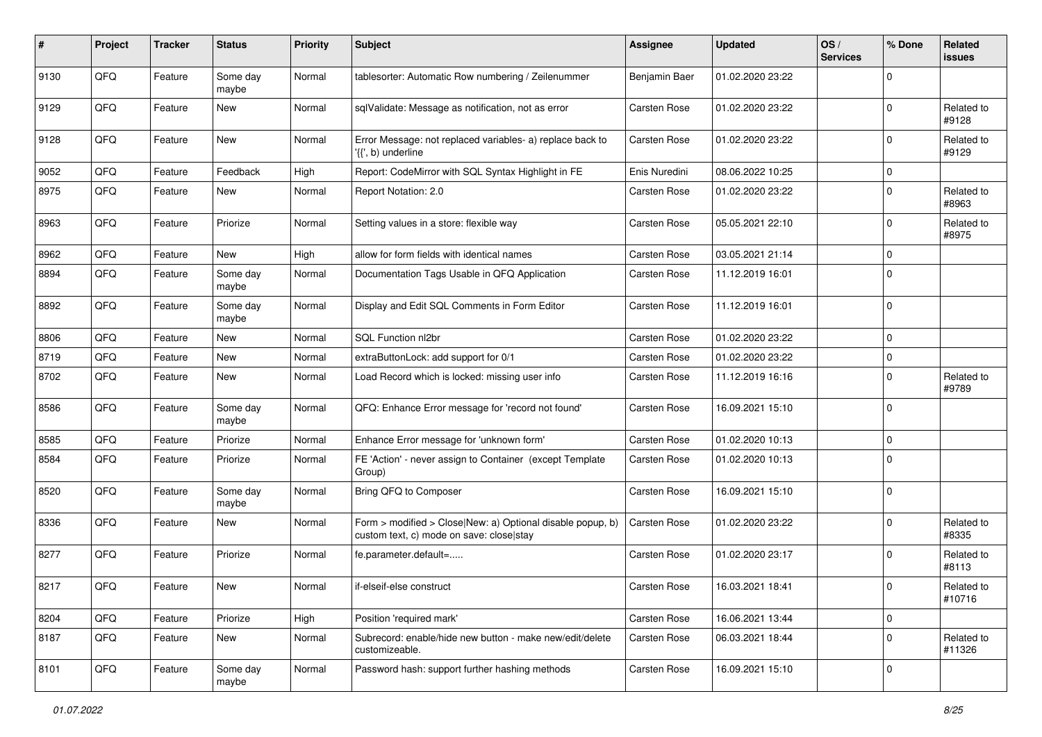| # | Project | Tracker | Status | Priority | Subject | Assignee | Updated | OS / Services | % Done | Related issues |
|---|---|---|---|---|---|---|---|---|---|---|
| 9130 | QFQ | Feature | Some day maybe | Normal | tablesorter: Automatic Row numbering / Zeilenummer | Benjamin Baer | 01.02.2020 23:22 | | 0 | |
| 9129 | QFQ | Feature | New | Normal | sqlValidate: Message as notification, not as error | Carsten Rose | 01.02.2020 23:22 | | 0 | Related to #9128 |
| 9128 | QFQ | Feature | New | Normal | Error Message: not replaced variables- a) replace back to '{{', b) underline | Carsten Rose | 01.02.2020 23:22 | | 0 | Related to #9129 |
| 9052 | QFQ | Feature | Feedback | High | Report: CodeMirror with SQL Syntax Highlight in FE | Enis Nuredini | 08.06.2022 10:25 | | 0 | |
| 8975 | QFQ | Feature | New | Normal | Report Notation: 2.0 | Carsten Rose | 01.02.2020 23:22 | | 0 | Related to #8963 |
| 8963 | QFQ | Feature | Priorize | Normal | Setting values in a store: flexible way | Carsten Rose | 05.05.2021 22:10 | | 0 | Related to #8975 |
| 8962 | QFQ | Feature | New | High | allow for form fields with identical names | Carsten Rose | 03.05.2021 21:14 | | 0 | |
| 8894 | QFQ | Feature | Some day maybe | Normal | Documentation Tags Usable in QFQ Application | Carsten Rose | 11.12.2019 16:01 | | 0 | |
| 8892 | QFQ | Feature | Some day maybe | Normal | Display and Edit SQL Comments in Form Editor | Carsten Rose | 11.12.2019 16:01 | | 0 | |
| 8806 | QFQ | Feature | New | Normal | SQL Function nl2br | Carsten Rose | 01.02.2020 23:22 | | 0 | |
| 8719 | QFQ | Feature | New | Normal | extraButtonLock: add support for 0/1 | Carsten Rose | 01.02.2020 23:22 | | 0 | |
| 8702 | QFQ | Feature | New | Normal | Load Record which is locked: missing user info | Carsten Rose | 11.12.2019 16:16 | | 0 | Related to #9789 |
| 8586 | QFQ | Feature | Some day maybe | Normal | QFQ: Enhance Error message for 'record not found' | Carsten Rose | 16.09.2021 15:10 | | 0 | |
| 8585 | QFQ | Feature | Priorize | Normal | Enhance Error message for 'unknown form' | Carsten Rose | 01.02.2020 10:13 | | 0 | |
| 8584 | QFQ | Feature | Priorize | Normal | FE 'Action' - never assign to Container (except Template Group) | Carsten Rose | 01.02.2020 10:13 | | 0 | |
| 8520 | QFQ | Feature | Some day maybe | Normal | Bring QFQ to Composer | Carsten Rose | 16.09.2021 15:10 | | 0 | |
| 8336 | QFQ | Feature | New | Normal | Form > modified > Close\|New: a) Optional disable popup, b) custom text, c) mode on save: close\|stay | Carsten Rose | 01.02.2020 23:22 | | 0 | Related to #8335 |
| 8277 | QFQ | Feature | Priorize | Normal | fe.parameter.default=..... | Carsten Rose | 01.02.2020 23:17 | | 0 | Related to #8113 |
| 8217 | QFQ | Feature | New | Normal | if-elseif-else construct | Carsten Rose | 16.03.2021 18:41 | | 0 | Related to #10716 |
| 8204 | QFQ | Feature | Priorize | High | Position 'required mark' | Carsten Rose | 16.06.2021 13:44 | | 0 | |
| 8187 | QFQ | Feature | New | Normal | Subrecord: enable/hide new button - make new/edit/delete customizeable. | Carsten Rose | 06.03.2021 18:44 | | 0 | Related to #11326 |
| 8101 | QFQ | Feature | Some day maybe | Normal | Password hash: support further hashing methods | Carsten Rose | 16.09.2021 15:10 | | 0 | |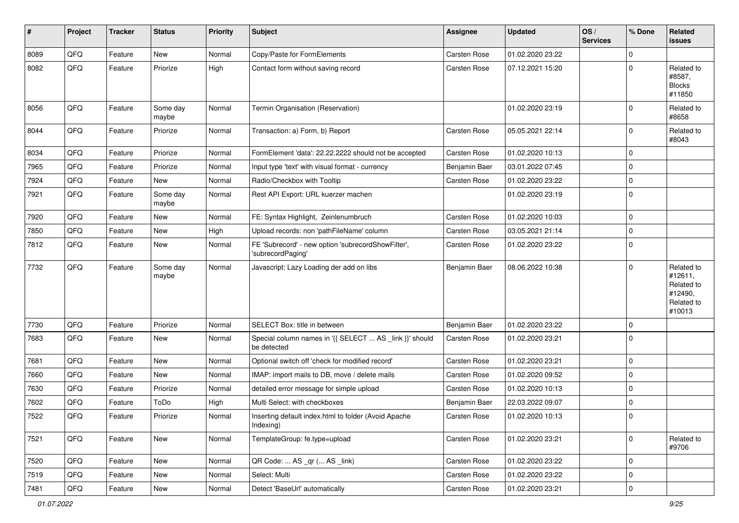| # | Project | Tracker | Status | Priority | Subject | Assignee | Updated | OS / Services | % Done | Related issues |
|---|---|---|---|---|---|---|---|---|---|---|
| 8089 | QFQ | Feature | New | Normal | Copy/Paste for FormElements | Carsten Rose | 01.02.2020 23:22 | | 0 | |
| 8082 | QFQ | Feature | Priorize | High | Contact form without saving record | Carsten Rose | 07.12.2021 15:20 | | 0 | Related to #8587, Blocks #11850 |
| 8056 | QFQ | Feature | Some day maybe | Normal | Termin Organisation (Reservation) | | 01.02.2020 23:19 | | 0 | Related to #8658 |
| 8044 | QFQ | Feature | Priorize | Normal | Transaction: a) Form, b) Report | Carsten Rose | 05.05.2021 22:14 | | 0 | Related to #8043 |
| 8034 | QFQ | Feature | Priorize | Normal | FormElement 'data': 22.22.2222 should not be accepted | Carsten Rose | 01.02.2020 10:13 | | 0 | |
| 7965 | QFQ | Feature | Priorize | Normal | Input type 'text' with visual format - currency | Benjamin Baer | 03.01.2022 07:45 | | 0 | |
| 7924 | QFQ | Feature | New | Normal | Radio/Checkbox with Tooltip | Carsten Rose | 01.02.2020 23:22 | | 0 | |
| 7921 | QFQ | Feature | Some day maybe | Normal | Rest API Export: URL kuerzer machen | | 01.02.2020 23:19 | | 0 | |
| 7920 | QFQ | Feature | New | Normal | FE: Syntax Highlight, Zeinlenumbruch | Carsten Rose | 01.02.2020 10:03 | | 0 | |
| 7850 | QFQ | Feature | New | High | Upload records: non 'pathFileName' column | Carsten Rose | 03.05.2021 21:14 | | 0 | |
| 7812 | QFQ | Feature | New | Normal | FE 'Subrecord' - new option 'subrecordShowFilter', 'subrecordPaging' | Carsten Rose | 01.02.2020 23:22 | | 0 | |
| 7732 | QFQ | Feature | Some day maybe | Normal | Javascript: Lazy Loading der add on libs | Benjamin Baer | 08.06.2022 10:38 | | 0 | Related to #12611, Related to #12490, Related to #10013 |
| 7730 | QFQ | Feature | Priorize | Normal | SELECT Box: title in between | Benjamin Baer | 01.02.2020 23:22 | | 0 | |
| 7683 | QFQ | Feature | New | Normal | Special column names in '{{ SELECT ... AS _link }}' should be detected | Carsten Rose | 01.02.2020 23:21 | | 0 | |
| 7681 | QFQ | Feature | New | Normal | Optional switch off 'check for modified record' | Carsten Rose | 01.02.2020 23:21 | | 0 | |
| 7660 | QFQ | Feature | New | Normal | IMAP: import mails to DB, move / delete mails | Carsten Rose | 01.02.2020 09:52 | | 0 | |
| 7630 | QFQ | Feature | Priorize | Normal | detailed error message for simple upload | Carsten Rose | 01.02.2020 10:13 | | 0 | |
| 7602 | QFQ | Feature | ToDo | High | Multi Select: with checkboxes | Benjamin Baer | 22.03.2022 09:07 | | 0 | |
| 7522 | QFQ | Feature | Priorize | Normal | Inserting default index.html to folder (Avoid Apache Indexing) | Carsten Rose | 01.02.2020 10:13 | | 0 | |
| 7521 | QFQ | Feature | New | Normal | TemplateGroup: fe.type=upload | Carsten Rose | 01.02.2020 23:21 | | 0 | Related to #9706 |
| 7520 | QFQ | Feature | New | Normal | QR Code: ... AS _qr ( ... AS _link) | Carsten Rose | 01.02.2020 23:22 | | 0 | |
| 7519 | QFQ | Feature | New | Normal | Select: Multi | Carsten Rose | 01.02.2020 23:22 | | 0 | |
| 7481 | QFQ | Feature | New | Normal | Detect 'BaseUrl' automatically | Carsten Rose | 01.02.2020 23:21 | | 0 | |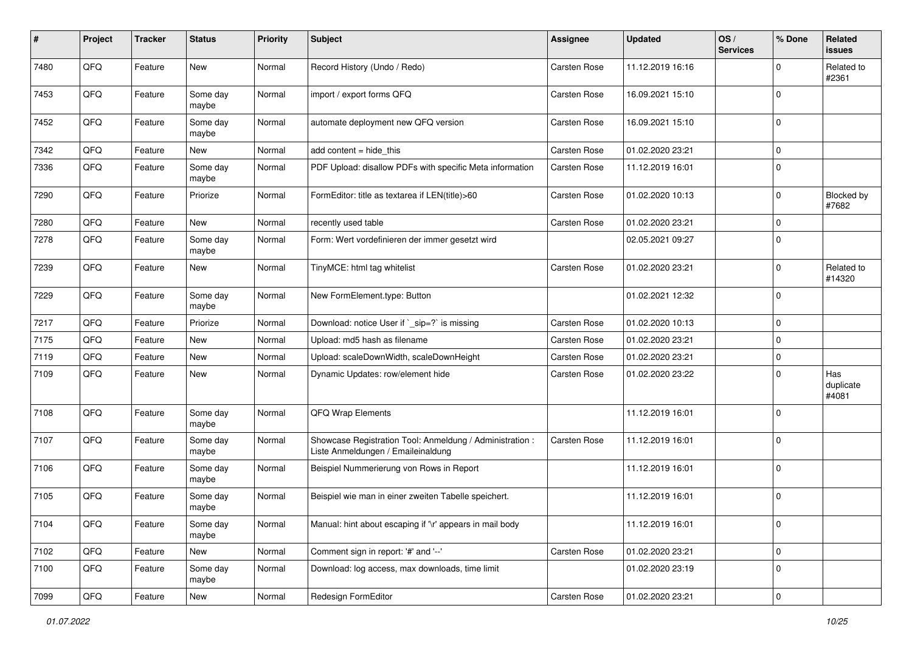| # | Project | Tracker | Status | Priority | Subject | Assignee | Updated | OS / Services | % Done | Related issues |
|---|---|---|---|---|---|---|---|---|---|---|
| 7480 | QFQ | Feature | New | Normal | Record History (Undo / Redo) | Carsten Rose | 11.12.2019 16:16 | | 0 | Related to #2361 |
| 7453 | QFQ | Feature | Some day maybe | Normal | import / export forms QFQ | Carsten Rose | 16.09.2021 15:10 | | 0 | |
| 7452 | QFQ | Feature | Some day maybe | Normal | automate deployment new QFQ version | Carsten Rose | 16.09.2021 15:10 | | 0 | |
| 7342 | QFQ | Feature | New | Normal | add content = hide_this | Carsten Rose | 01.02.2020 23:21 | | 0 | |
| 7336 | QFQ | Feature | Some day maybe | Normal | PDF Upload: disallow PDFs with specific Meta information | Carsten Rose | 11.12.2019 16:01 | | 0 | |
| 7290 | QFQ | Feature | Priorize | Normal | FormEditor: title as textarea if LEN(title)>60 | Carsten Rose | 01.02.2020 10:13 | | 0 | Blocked by #7682 |
| 7280 | QFQ | Feature | New | Normal | recently used table | Carsten Rose | 01.02.2020 23:21 | | 0 | |
| 7278 | QFQ | Feature | Some day maybe | Normal | Form: Wert vordefinieren der immer gesetzt wird | | 02.05.2021 09:27 | | 0 | |
| 7239 | QFQ | Feature | New | Normal | TinyMCE: html tag whitelist | Carsten Rose | 01.02.2020 23:21 | | 0 | Related to #14320 |
| 7229 | QFQ | Feature | Some day maybe | Normal | New FormElement.type: Button | | 01.02.2021 12:32 | | 0 | |
| 7217 | QFQ | Feature | Priorize | Normal | Download: notice User if `_sip=?` is missing | Carsten Rose | 01.02.2020 10:13 | | 0 | |
| 7175 | QFQ | Feature | New | Normal | Upload: md5 hash as filename | Carsten Rose | 01.02.2020 23:21 | | 0 | |
| 7119 | QFQ | Feature | New | Normal | Upload: scaleDownWidth, scaleDownHeight | Carsten Rose | 01.02.2020 23:21 | | 0 | |
| 7109 | QFQ | Feature | New | Normal | Dynamic Updates: row/element hide | Carsten Rose | 01.02.2020 23:22 | | 0 | Has duplicate #4081 |
| 7108 | QFQ | Feature | Some day maybe | Normal | QFQ Wrap Elements | | 11.12.2019 16:01 | | 0 | |
| 7107 | QFQ | Feature | Some day maybe | Normal | Showcase Registration Tool: Anmeldung / Administration : Liste Anmeldungen / Emaileinaldung | Carsten Rose | 11.12.2019 16:01 | | 0 | |
| 7106 | QFQ | Feature | Some day maybe | Normal | Beispiel Nummerierung von Rows in Report | | 11.12.2019 16:01 | | 0 | |
| 7105 | QFQ | Feature | Some day maybe | Normal | Beispiel wie man in einer zweiten Tabelle speichert. | | 11.12.2019 16:01 | | 0 | |
| 7104 | QFQ | Feature | Some day maybe | Normal | Manual: hint about escaping if '\r' appears in mail body | | 11.12.2019 16:01 | | 0 | |
| 7102 | QFQ | Feature | New | Normal | Comment sign in report: '#' and '--' | Carsten Rose | 01.02.2020 23:21 | | 0 | |
| 7100 | QFQ | Feature | Some day maybe | Normal | Download: log access, max downloads, time limit | | 01.02.2020 23:19 | | 0 | |
| 7099 | QFQ | Feature | New | Normal | Redesign FormEditor | Carsten Rose | 01.02.2020 23:21 | | 0 | |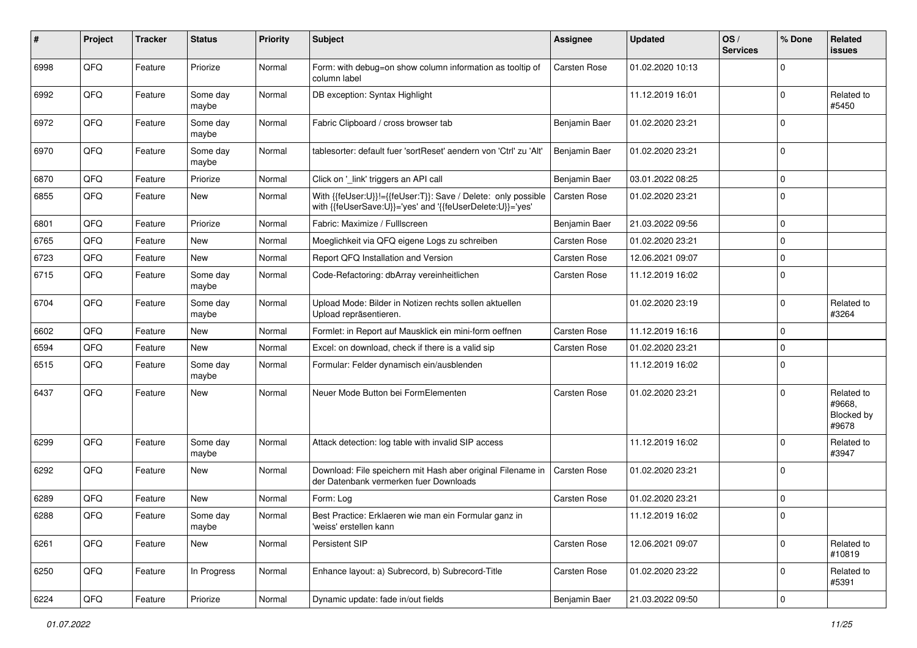| # | Project | Tracker | Status | Priority | Subject | Assignee | Updated | OS / Services | % Done | Related issues |
|---|---|---|---|---|---|---|---|---|---|---|
| 6998 | QFQ | Feature | Priorize | Normal | Form: with debug=on show column information as tooltip of column label | Carsten Rose | 01.02.2020 10:13 | | 0 | |
| 6992 | QFQ | Feature | Some day maybe | Normal | DB exception: Syntax Highlight | | 11.12.2019 16:01 | | 0 | Related to #5450 |
| 6972 | QFQ | Feature | Some day maybe | Normal | Fabric Clipboard / cross browser tab | Benjamin Baer | 01.02.2020 23:21 | | 0 | |
| 6970 | QFQ | Feature | Some day maybe | Normal | tablesorter: default fuer 'sortReset' aendern von 'Ctrl' zu 'Alt' | Benjamin Baer | 01.02.2020 23:21 | | 0 | |
| 6870 | QFQ | Feature | Priorize | Normal | Click on '_link' triggers an API call | Benjamin Baer | 03.01.2022 08:25 | | 0 | |
| 6855 | QFQ | Feature | New | Normal | With {{feUser:U}}!={{feUser:T}}: Save / Delete: only possible with {{feUserSave:U}}='yes' and '{{feUserDelete:U}}='yes' | Carsten Rose | 01.02.2020 23:21 | | 0 | |
| 6801 | QFQ | Feature | Priorize | Normal | Fabric: Maximize / FullIscreen | Benjamin Baer | 21.03.2022 09:56 | | 0 | |
| 6765 | QFQ | Feature | New | Normal | Moeglichkeit via QFQ eigene Logs zu schreiben | Carsten Rose | 01.02.2020 23:21 | | 0 | |
| 6723 | QFQ | Feature | New | Normal | Report QFQ Installation and Version | Carsten Rose | 12.06.2021 09:07 | | 0 | |
| 6715 | QFQ | Feature | Some day maybe | Normal | Code-Refactoring: dbArray vereinheitlichen | Carsten Rose | 11.12.2019 16:02 | | 0 | |
| 6704 | QFQ | Feature | Some day maybe | Normal | Upload Mode: Bilder in Notizen rechts sollen aktuellen Upload repräsentieren. | | 01.02.2020 23:19 | | 0 | Related to #3264 |
| 6602 | QFQ | Feature | New | Normal | Formlet: in Report auf Mausklick ein mini-form oeffnen | Carsten Rose | 11.12.2019 16:16 | | 0 | |
| 6594 | QFQ | Feature | New | Normal | Excel: on download, check if there is a valid sip | Carsten Rose | 01.02.2020 23:21 | | 0 | |
| 6515 | QFQ | Feature | Some day maybe | Normal | Formular: Felder dynamisch ein/ausblenden | | 11.12.2019 16:02 | | 0 | |
| 6437 | QFQ | Feature | New | Normal | Neuer Mode Button bei FormElementen | Carsten Rose | 01.02.2020 23:21 | | 0 | Related to #9668, Blocked by #9678 |
| 6299 | QFQ | Feature | Some day maybe | Normal | Attack detection: log table with invalid SIP access | | 11.12.2019 16:02 | | 0 | Related to #3947 |
| 6292 | QFQ | Feature | New | Normal | Download: File speichern mit Hash aber original Filename in der Datenbank vermerken fuer Downloads | Carsten Rose | 01.02.2020 23:21 | | 0 | |
| 6289 | QFQ | Feature | New | Normal | Form: Log | Carsten Rose | 01.02.2020 23:21 | | 0 | |
| 6288 | QFQ | Feature | Some day maybe | Normal | Best Practice: Erklaeren wie man ein Formular ganz in 'weiss' erstellen kann | | 11.12.2019 16:02 | | 0 | |
| 6261 | QFQ | Feature | New | Normal | Persistent SIP | Carsten Rose | 12.06.2021 09:07 | | 0 | Related to #10819 |
| 6250 | QFQ | Feature | In Progress | Normal | Enhance layout: a) Subrecord, b) Subrecord-Title | Carsten Rose | 01.02.2020 23:22 | | 0 | Related to #5391 |
| 6224 | QFQ | Feature | Priorize | Normal | Dynamic update: fade in/out fields | Benjamin Baer | 21.03.2022 09:50 | | 0 | |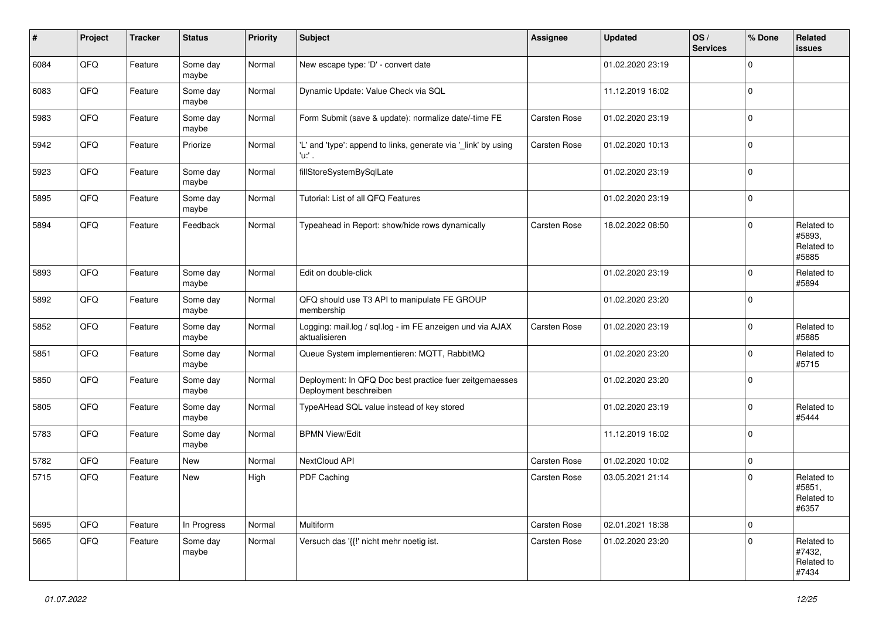| # | Project | Tracker | Status | Priority | Subject | Assignee | Updated | OS / Services | % Done | Related issues |
|---|---|---|---|---|---|---|---|---|---|---|
| 6084 | QFQ | Feature | Some day maybe | Normal | New escape type: 'D' - convert date | | 01.02.2020 23:19 | | 0 | |
| 6083 | QFQ | Feature | Some day maybe | Normal | Dynamic Update: Value Check via SQL | | 11.12.2019 16:02 | | 0 | |
| 5983 | QFQ | Feature | Some day maybe | Normal | Form Submit (save & update): normalize date/-time FE | Carsten Rose | 01.02.2020 23:19 | | 0 | |
| 5942 | QFQ | Feature | Priorize | Normal | 'L' and 'type': append to links, generate via '_link' by using 'u:' . | Carsten Rose | 01.02.2020 10:13 | | 0 | |
| 5923 | QFQ | Feature | Some day maybe | Normal | fillStoreSystemBySqlLate | | 01.02.2020 23:19 | | 0 | |
| 5895 | QFQ | Feature | Some day maybe | Normal | Tutorial: List of all QFQ Features | | 01.02.2020 23:19 | | 0 | |
| 5894 | QFQ | Feature | Feedback | Normal | Typeahead in Report: show/hide rows dynamically | Carsten Rose | 18.02.2022 08:50 | | 0 | Related to #5893, Related to #5885 |
| 5893 | QFQ | Feature | Some day maybe | Normal | Edit on double-click | | 01.02.2020 23:19 | | 0 | Related to #5894 |
| 5892 | QFQ | Feature | Some day maybe | Normal | QFQ should use T3 API to manipulate FE GROUP membership | | 01.02.2020 23:20 | | 0 | |
| 5852 | QFQ | Feature | Some day maybe | Normal | Logging: mail.log / sql.log - im FE anzeigen und via AJAX aktualisieren | Carsten Rose | 01.02.2020 23:19 | | 0 | Related to #5885 |
| 5851 | QFQ | Feature | Some day maybe | Normal | Queue System implementieren: MQTT, RabbitMQ | | 01.02.2020 23:20 | | 0 | Related to #5715 |
| 5850 | QFQ | Feature | Some day maybe | Normal | Deployment: In QFQ Doc best practice fuer zeitgemaesses Deployment beschreiben | | 01.02.2020 23:20 | | 0 | |
| 5805 | QFQ | Feature | Some day maybe | Normal | TypeAHead SQL value instead of key stored | | 01.02.2020 23:19 | | 0 | Related to #5444 |
| 5783 | QFQ | Feature | Some day maybe | Normal | BPMN View/Edit | | 11.12.2019 16:02 | | 0 | |
| 5782 | QFQ | Feature | New | Normal | NextCloud API | Carsten Rose | 01.02.2020 10:02 | | 0 | |
| 5715 | QFQ | Feature | New | High | PDF Caching | Carsten Rose | 03.05.2021 21:14 | | 0 | Related to #5851, Related to #6357 |
| 5695 | QFQ | Feature | In Progress | Normal | Multiform | Carsten Rose | 02.01.2021 18:38 | | 0 | |
| 5665 | QFQ | Feature | Some day maybe | Normal | Versuch das '{{!' nicht mehr noetig ist. | Carsten Rose | 01.02.2020 23:20 | | 0 | Related to #7432, Related to #7434 |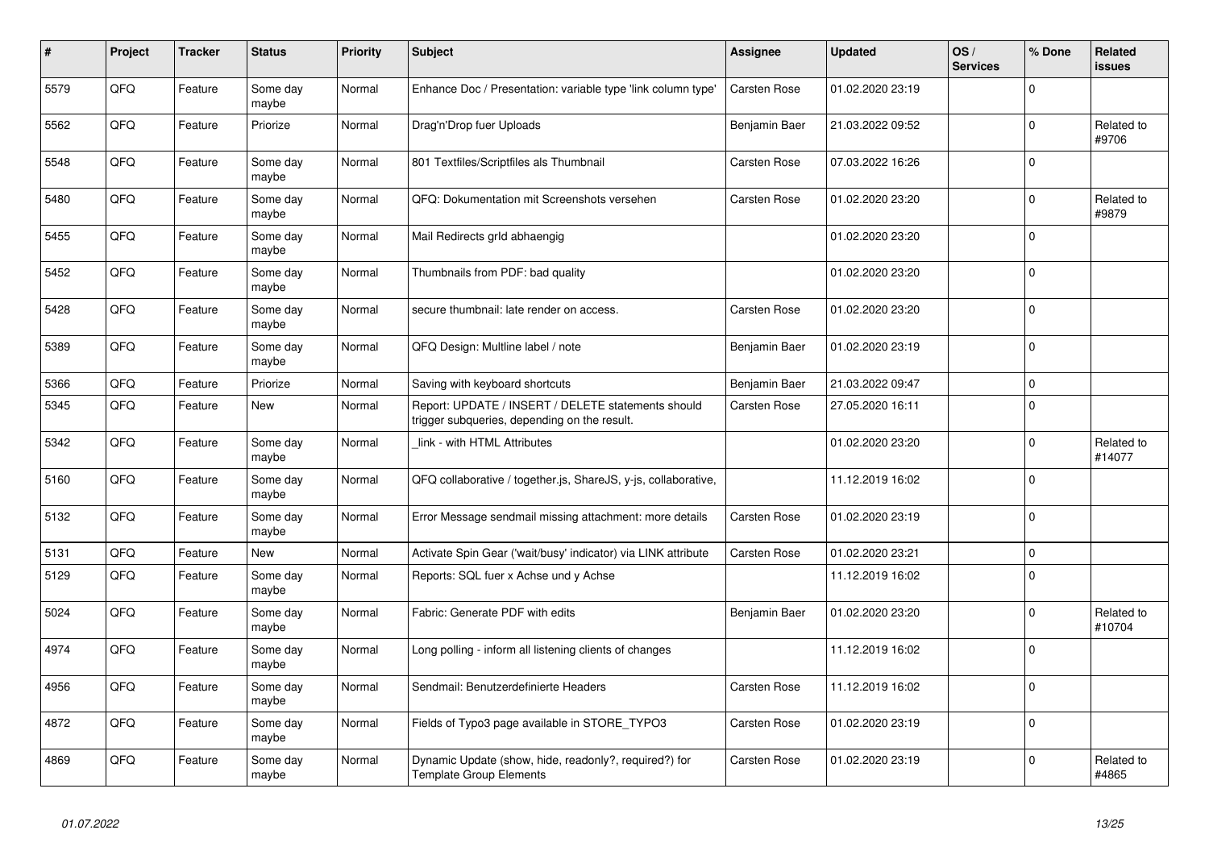| # | Project | Tracker | Status | Priority | Subject | Assignee | Updated | OS / Services | % Done | Related issues |
|---|---|---|---|---|---|---|---|---|---|---|
| 5579 | QFQ | Feature | Some day maybe | Normal | Enhance Doc / Presentation: variable type 'link column type' | Carsten Rose | 01.02.2020 23:19 | | 0 | |
| 5562 | QFQ | Feature | Priorize | Normal | Drag'n'Drop fuer Uploads | Benjamin Baer | 21.03.2022 09:52 | | 0 | Related to #9706 |
| 5548 | QFQ | Feature | Some day maybe | Normal | 801 Textfiles/Scriptfiles als Thumbnail | Carsten Rose | 07.03.2022 16:26 | | 0 | |
| 5480 | QFQ | Feature | Some day maybe | Normal | QFQ: Dokumentation mit Screenshots versehen | Carsten Rose | 01.02.2020 23:20 | | 0 | Related to #9879 |
| 5455 | QFQ | Feature | Some day maybe | Normal | Mail Redirects grld abhaengig | | 01.02.2020 23:20 | | 0 | |
| 5452 | QFQ | Feature | Some day maybe | Normal | Thumbnails from PDF: bad quality | | 01.02.2020 23:20 | | 0 | |
| 5428 | QFQ | Feature | Some day maybe | Normal | secure thumbnail: late render on access. | Carsten Rose | 01.02.2020 23:20 | | 0 | |
| 5389 | QFQ | Feature | Some day maybe | Normal | QFQ Design: Multline label / note | Benjamin Baer | 01.02.2020 23:19 | | 0 | |
| 5366 | QFQ | Feature | Priorize | Normal | Saving with keyboard shortcuts | Benjamin Baer | 21.03.2022 09:47 | | 0 | |
| 5345 | QFQ | Feature | New | Normal | Report: UPDATE / INSERT / DELETE statements should trigger subqueries, depending on the result. | Carsten Rose | 27.05.2020 16:11 | | 0 | |
| 5342 | QFQ | Feature | Some day maybe | Normal | _link - with HTML Attributes | | 01.02.2020 23:20 | | 0 | Related to #14077 |
| 5160 | QFQ | Feature | Some day maybe | Normal | QFQ collaborative / together.js, ShareJS, y-js, collaborative, | | 11.12.2019 16:02 | | 0 | |
| 5132 | QFQ | Feature | Some day maybe | Normal | Error Message sendmail missing attachment: more details | Carsten Rose | 01.02.2020 23:19 | | 0 | |
| 5131 | QFQ | Feature | New | Normal | Activate Spin Gear ('wait/busy' indicator) via LINK attribute | Carsten Rose | 01.02.2020 23:21 | | 0 | |
| 5129 | QFQ | Feature | Some day maybe | Normal | Reports: SQL fuer x Achse und y Achse | | 11.12.2019 16:02 | | 0 | |
| 5024 | QFQ | Feature | Some day maybe | Normal | Fabric: Generate PDF with edits | Benjamin Baer | 01.02.2020 23:20 | | 0 | Related to #10704 |
| 4974 | QFQ | Feature | Some day maybe | Normal | Long polling - inform all listening clients of changes | | 11.12.2019 16:02 | | 0 | |
| 4956 | QFQ | Feature | Some day maybe | Normal | Sendmail: Benutzerdefinierte Headers | Carsten Rose | 11.12.2019 16:02 | | 0 | |
| 4872 | QFQ | Feature | Some day maybe | Normal | Fields of Typo3 page available in STORE_TYPO3 | Carsten Rose | 01.02.2020 23:19 | | 0 | |
| 4869 | QFQ | Feature | Some day maybe | Normal | Dynamic Update (show, hide, readonly?, required?) for Template Group Elements | Carsten Rose | 01.02.2020 23:19 | | 0 | Related to #4865 |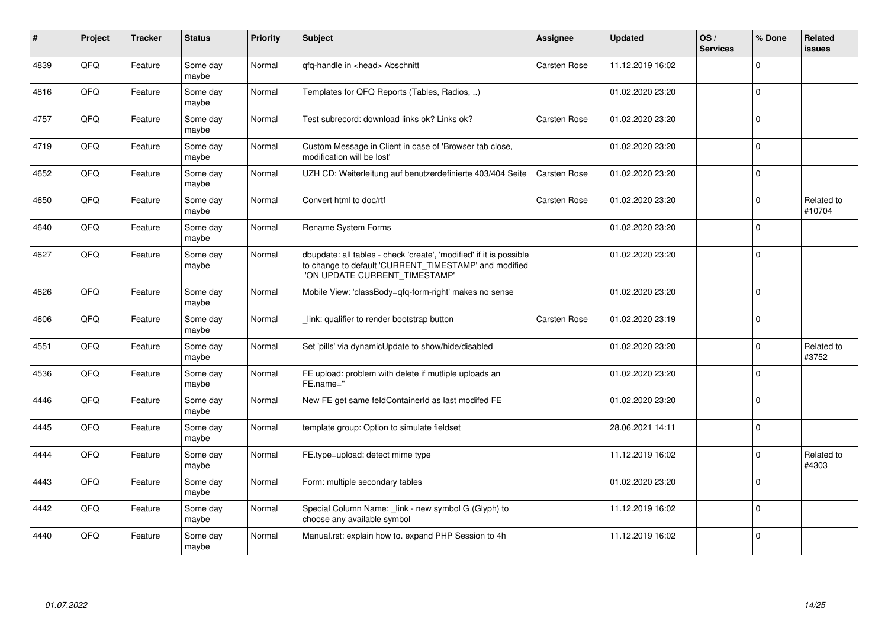| # | Project | Tracker | Status | Priority | Subject | Assignee | Updated | OS / Services | % Done | Related issues |
|---|---|---|---|---|---|---|---|---|---|---|
| 4839 | QFQ | Feature | Some day maybe | Normal | qfq-handle in <head> Abschnitt | Carsten Rose | 11.12.2019 16:02 | | 0 | |
| 4816 | QFQ | Feature | Some day maybe | Normal | Templates for QFQ Reports (Tables, Radios, ..) | | 01.02.2020 23:20 | | 0 | |
| 4757 | QFQ | Feature | Some day maybe | Normal | Test subrecord: download links ok? Links ok? | Carsten Rose | 01.02.2020 23:20 | | 0 | |
| 4719 | QFQ | Feature | Some day maybe | Normal | Custom Message in Client in case of 'Browser tab close, modification will be lost' | | 01.02.2020 23:20 | | 0 | |
| 4652 | QFQ | Feature | Some day maybe | Normal | UZH CD: Weiterleitung auf benutzerdefinierte 403/404 Seite | Carsten Rose | 01.02.2020 23:20 | | 0 | |
| 4650 | QFQ | Feature | Some day maybe | Normal | Convert html to doc/rtf | Carsten Rose | 01.02.2020 23:20 | | 0 | Related to #10704 |
| 4640 | QFQ | Feature | Some day maybe | Normal | Rename System Forms | | 01.02.2020 23:20 | | 0 | |
| 4627 | QFQ | Feature | Some day maybe | Normal | dbupdate: all tables - check 'create', 'modified' if it is possible to change to default 'CURRENT_TIMESTAMP' and modified 'ON UPDATE CURRENT_TIMESTAMP' | | 01.02.2020 23:20 | | 0 | |
| 4626 | QFQ | Feature | Some day maybe | Normal | Mobile View: 'classBody=qfq-form-right' makes no sense | | 01.02.2020 23:20 | | 0 | |
| 4606 | QFQ | Feature | Some day maybe | Normal | _link: qualifier to render bootstrap button | Carsten Rose | 01.02.2020 23:19 | | 0 | |
| 4551 | QFQ | Feature | Some day maybe | Normal | Set 'pills' via dynamicUpdate to show/hide/disabled | | 01.02.2020 23:20 | | 0 | Related to #3752 |
| 4536 | QFQ | Feature | Some day maybe | Normal | FE upload: problem with delete if mutliple uploads an FE.name='' | | 01.02.2020 23:20 | | 0 | |
| 4446 | QFQ | Feature | Some day maybe | Normal | New FE get same feldContainerId as last modifed FE | | 01.02.2020 23:20 | | 0 | |
| 4445 | QFQ | Feature | Some day maybe | Normal | template group: Option to simulate fieldset | | 28.06.2021 14:11 | | 0 | |
| 4444 | QFQ | Feature | Some day maybe | Normal | FE.type=upload: detect mime type | | 11.12.2019 16:02 | | 0 | Related to #4303 |
| 4443 | QFQ | Feature | Some day maybe | Normal | Form: multiple secondary tables | | 01.02.2020 23:20 | | 0 | |
| 4442 | QFQ | Feature | Some day maybe | Normal | Special Column Name: _link - new symbol G (Glyph) to choose any available symbol | | 11.12.2019 16:02 | | 0 | |
| 4440 | QFQ | Feature | Some day maybe | Normal | Manual.rst: explain how to. expand PHP Session to 4h | | 11.12.2019 16:02 | | 0 | |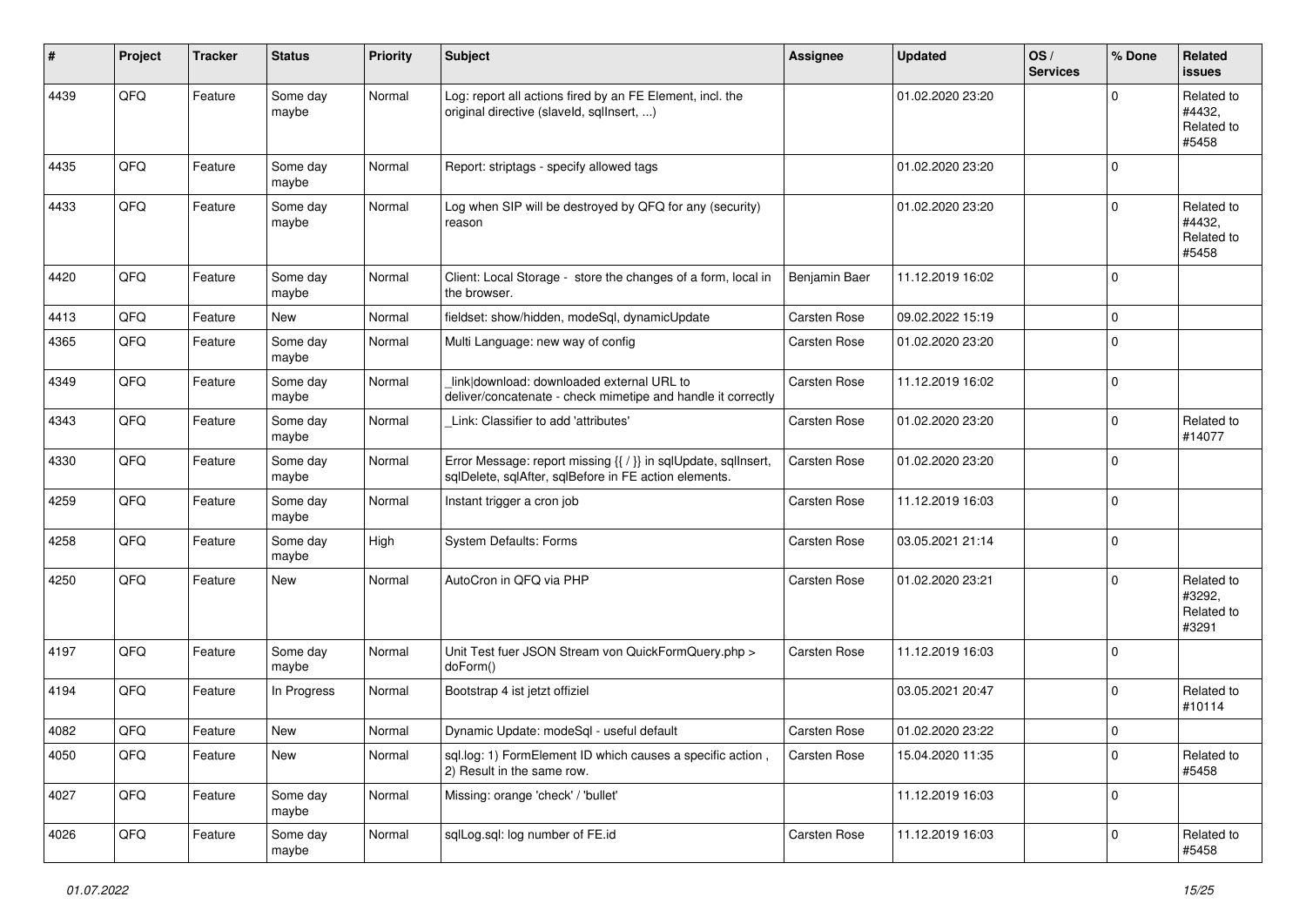| # | Project | Tracker | Status | Priority | Subject | Assignee | Updated | OS / Services | % Done | Related issues |
|---|---|---|---|---|---|---|---|---|---|---|
| 4439 | QFQ | Feature | Some day maybe | Normal | Log: report all actions fired by an FE Element, incl. the original directive (slaveId, sqlInsert, ...) | | 01.02.2020 23:20 | | 0 | Related to #4432, Related to #5458 |
| 4435 | QFQ | Feature | Some day maybe | Normal | Report: striptags - specify allowed tags | | 01.02.2020 23:20 | | 0 | |
| 4433 | QFQ | Feature | Some day maybe | Normal | Log when SIP will be destroyed by QFQ for any (security) reason | | 01.02.2020 23:20 | | 0 | Related to #4432, Related to #5458 |
| 4420 | QFQ | Feature | Some day maybe | Normal | Client: Local Storage - store the changes of a form, local in the browser. | Benjamin Baer | 11.12.2019 16:02 | | 0 | |
| 4413 | QFQ | Feature | New | Normal | fieldset: show/hidden, modeSql, dynamicUpdate | Carsten Rose | 09.02.2022 15:19 | | 0 | |
| 4365 | QFQ | Feature | Some day maybe | Normal | Multi Language: new way of config | Carsten Rose | 01.02.2020 23:20 | | 0 | |
| 4349 | QFQ | Feature | Some day maybe | Normal | _link\|download: downloaded external URL to deliver/concatenate - check mimetipe and handle it correctly | Carsten Rose | 11.12.2019 16:02 | | 0 | |
| 4343 | QFQ | Feature | Some day maybe | Normal | _Link: Classifier to add 'attributes' | Carsten Rose | 01.02.2020 23:20 | | 0 | Related to #14077 |
| 4330 | QFQ | Feature | Some day maybe | Normal | Error Message: report missing {{ / }} in sqlUpdate, sqlInsert, sqlDelete, sqlAfter, sqlBefore in FE action elements. | Carsten Rose | 01.02.2020 23:20 | | 0 | |
| 4259 | QFQ | Feature | Some day maybe | Normal | Instant trigger a cron job | Carsten Rose | 11.12.2019 16:03 | | 0 | |
| 4258 | QFQ | Feature | Some day maybe | High | System Defaults: Forms | Carsten Rose | 03.05.2021 21:14 | | 0 | |
| 4250 | QFQ | Feature | New | Normal | AutoCron in QFQ via PHP | Carsten Rose | 01.02.2020 23:21 | | 0 | Related to #3292, Related to #3291 |
| 4197 | QFQ | Feature | Some day maybe | Normal | Unit Test fuer JSON Stream von QuickFormQuery.php > doForm() | Carsten Rose | 11.12.2019 16:03 | | 0 | |
| 4194 | QFQ | Feature | In Progress | Normal | Bootstrap 4 ist jetzt offiziel | | 03.05.2021 20:47 | | 0 | Related to #10114 |
| 4082 | QFQ | Feature | New | Normal | Dynamic Update: modeSql - useful default | Carsten Rose | 01.02.2020 23:22 | | 0 | |
| 4050 | QFQ | Feature | New | Normal | sql.log: 1) FormElement ID which causes a specific action , 2) Result in the same row. | Carsten Rose | 15.04.2020 11:35 | | 0 | Related to #5458 |
| 4027 | QFQ | Feature | Some day maybe | Normal | Missing: orange 'check' / 'bullet' | | 11.12.2019 16:03 | | 0 | |
| 4026 | QFQ | Feature | Some day maybe | Normal | sqlLog.sql: log number of FE.id | Carsten Rose | 11.12.2019 16:03 | | 0 | Related to #5458 |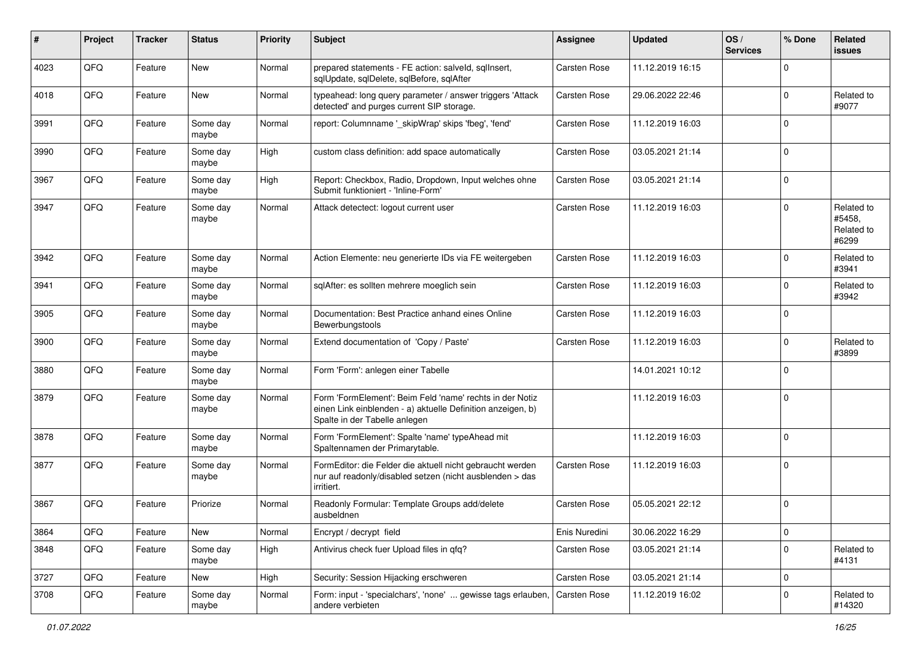| # | Project | Tracker | Status | Priority | Subject | Assignee | Updated | OS / Services | % Done | Related issues |
|---|---|---|---|---|---|---|---|---|---|---|
| 4023 | QFQ | Feature | New | Normal | prepared statements - FE action: salveId, sqlInsert, sqlUpdate, sqlDelete, sqlBefore, sqlAfter | Carsten Rose | 11.12.2019 16:15 | | 0 | |
| 4018 | QFQ | Feature | New | Normal | typeahead: long query parameter / answer triggers 'Attack detected' and purges current SIP storage. | Carsten Rose | 29.06.2022 22:46 | | 0 | Related to #9077 |
| 3991 | QFQ | Feature | Some day maybe | Normal | report: Columnname '_skipWrap' skips 'fbeg', 'fend' | Carsten Rose | 11.12.2019 16:03 | | 0 | |
| 3990 | QFQ | Feature | Some day maybe | High | custom class definition: add space automatically | Carsten Rose | 03.05.2021 21:14 | | 0 | |
| 3967 | QFQ | Feature | Some day maybe | High | Report: Checkbox, Radio, Dropdown, Input welches ohne Submit funktioniert - 'Inline-Form' | Carsten Rose | 03.05.2021 21:14 | | 0 | |
| 3947 | QFQ | Feature | Some day maybe | Normal | Attack detectect: logout current user | Carsten Rose | 11.12.2019 16:03 | | 0 | Related to #5458, Related to #6299 |
| 3942 | QFQ | Feature | Some day maybe | Normal | Action Elemente: neu generierte IDs via FE weitergeben | Carsten Rose | 11.12.2019 16:03 | | 0 | Related to #3941 |
| 3941 | QFQ | Feature | Some day maybe | Normal | sqlAfter: es sollten mehrere moeglich sein | Carsten Rose | 11.12.2019 16:03 | | 0 | Related to #3942 |
| 3905 | QFQ | Feature | Some day maybe | Normal | Documentation: Best Practice anhand eines Online Bewerbungstools | Carsten Rose | 11.12.2019 16:03 | | 0 | |
| 3900 | QFQ | Feature | Some day maybe | Normal | Extend documentation of 'Copy / Paste' | Carsten Rose | 11.12.2019 16:03 | | 0 | Related to #3899 |
| 3880 | QFQ | Feature | Some day maybe | Normal | Form 'Form': anlegen einer Tabelle | | 14.01.2021 10:12 | | 0 | |
| 3879 | QFQ | Feature | Some day maybe | Normal | Form 'FormElement': Beim Feld 'name' rechts in der Notiz einen Link einblenden - a) aktuelle Definition anzeigen, b) Spalte in der Tabelle anlegen | | 11.12.2019 16:03 | | 0 | |
| 3878 | QFQ | Feature | Some day maybe | Normal | Form 'FormElement': Spalte 'name' typeAhead mit Spaltennamen der Primarytable. | | 11.12.2019 16:03 | | 0 | |
| 3877 | QFQ | Feature | Some day maybe | Normal | FormEditor: die Felder die aktuell nicht gebraucht werden nur auf readonly/disabled setzen (nicht ausblenden > das irritiert. | Carsten Rose | 11.12.2019 16:03 | | 0 | |
| 3867 | QFQ | Feature | Priorize | Normal | Readonly Formular: Template Groups add/delete ausbeldnen | Carsten Rose | 05.05.2021 22:12 | | 0 | |
| 3864 | QFQ | Feature | New | Normal | Encrypt / decrypt field | Enis Nuredini | 30.06.2022 16:29 | | 0 | |
| 3848 | QFQ | Feature | Some day maybe | High | Antivirus check fuer Upload files in qfq? | Carsten Rose | 03.05.2021 21:14 | | 0 | Related to #4131 |
| 3727 | QFQ | Feature | New | High | Security: Session Hijacking erschweren | Carsten Rose | 03.05.2021 21:14 | | 0 | |
| 3708 | QFQ | Feature | Some day maybe | Normal | Form: input - 'specialchars', 'none' ... gewisse tags erlauben, andere verbieten | Carsten Rose | 11.12.2019 16:02 | | 0 | Related to #14320 |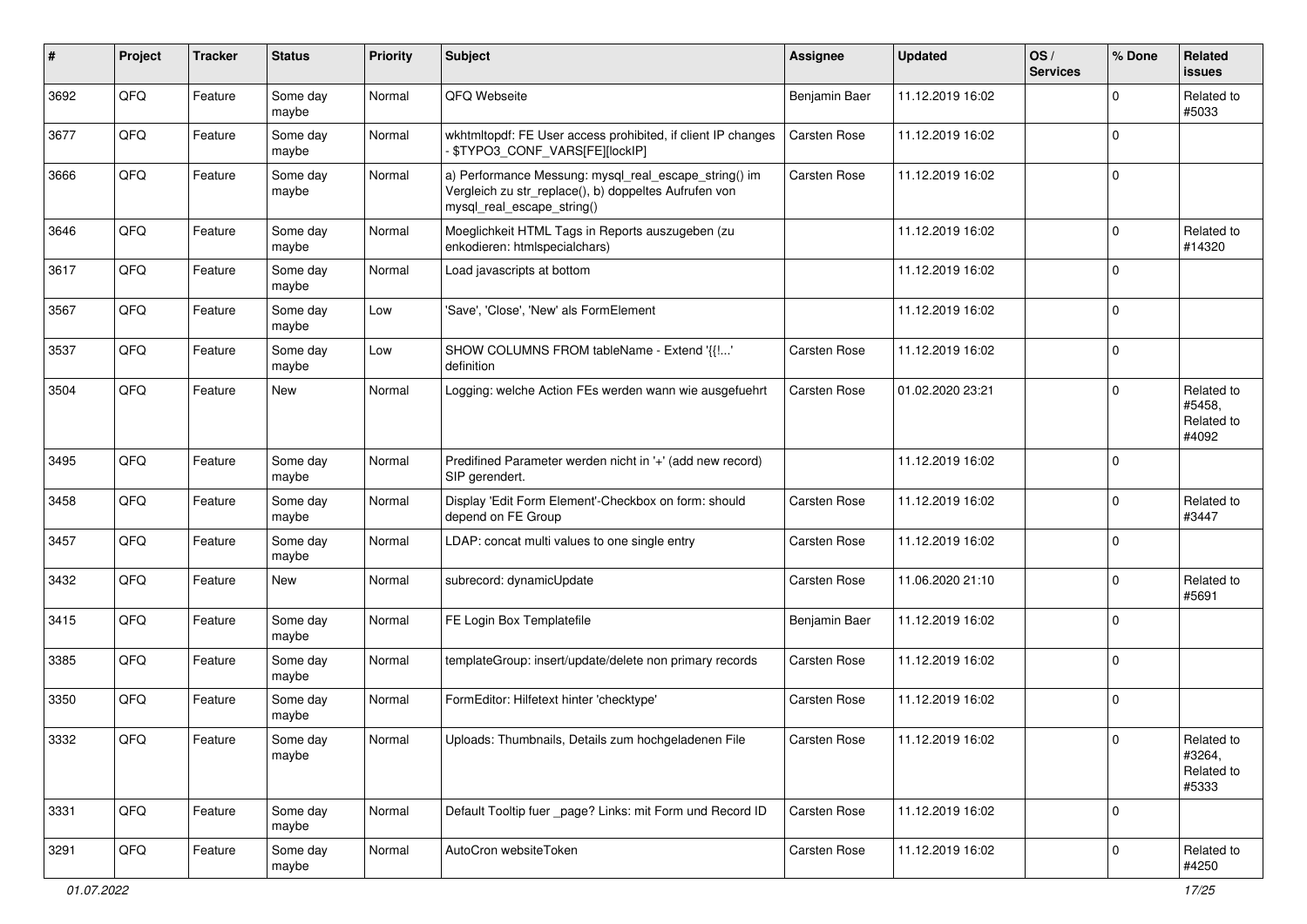| # | Project | Tracker | Status | Priority | Subject | Assignee | Updated | OS / Services | % Done | Related issues |
|---|---|---|---|---|---|---|---|---|---|---|
| 3692 | QFQ | Feature | Some day maybe | Normal | QFQ Webseite | Benjamin Baer | 11.12.2019 16:02 | | 0 | Related to #5033 |
| 3677 | QFQ | Feature | Some day maybe | Normal | wkhtmltopdf: FE User access prohibited, if client IP changes - $TYPO3_CONF_VARS[FE][lockIP] | Carsten Rose | 11.12.2019 16:02 | | 0 | |
| 3666 | QFQ | Feature | Some day maybe | Normal | a) Performance Messung: mysql_real_escape_string() im Vergleich zu str_replace(), b) doppeltes Aufrufen von mysql_real_escape_string() | Carsten Rose | 11.12.2019 16:02 | | 0 | |
| 3646 | QFQ | Feature | Some day maybe | Normal | Moeglichkeit HTML Tags in Reports auszugeben (zu enkodieren: htmlspecialchars) | | 11.12.2019 16:02 | | 0 | Related to #14320 |
| 3617 | QFQ | Feature | Some day maybe | Normal | Load javascripts at bottom | | 11.12.2019 16:02 | | 0 | |
| 3567 | QFQ | Feature | Some day maybe | Low | 'Save', 'Close', 'New' als FormElement | | 11.12.2019 16:02 | | 0 | |
| 3537 | QFQ | Feature | Some day maybe | Low | SHOW COLUMNS FROM tableName - Extend '{{!...' definition | Carsten Rose | 11.12.2019 16:02 | | 0 | |
| 3504 | QFQ | Feature | New | Normal | Logging: welche Action FEs werden wann wie ausgefuehrt | Carsten Rose | 01.02.2020 23:21 | | 0 | Related to #5458, Related to #4092 |
| 3495 | QFQ | Feature | Some day maybe | Normal | Predifined Parameter werden nicht in '+' (add new record) SIP gerendert. | | 11.12.2019 16:02 | | 0 | |
| 3458 | QFQ | Feature | Some day maybe | Normal | Display 'Edit Form Element'-Checkbox on form: should depend on FE Group | Carsten Rose | 11.12.2019 16:02 | | 0 | Related to #3447 |
| 3457 | QFQ | Feature | Some day maybe | Normal | LDAP: concat multi values to one single entry | Carsten Rose | 11.12.2019 16:02 | | 0 | |
| 3432 | QFQ | Feature | New | Normal | subrecord: dynamicUpdate | Carsten Rose | 11.06.2020 21:10 | | 0 | Related to #5691 |
| 3415 | QFQ | Feature | Some day maybe | Normal | FE Login Box Templatefile | Benjamin Baer | 11.12.2019 16:02 | | 0 | |
| 3385 | QFQ | Feature | Some day maybe | Normal | templateGroup: insert/update/delete non primary records | Carsten Rose | 11.12.2019 16:02 | | 0 | |
| 3350 | QFQ | Feature | Some day maybe | Normal | FormEditor: Hilfetext hinter 'checktype' | Carsten Rose | 11.12.2019 16:02 | | 0 | |
| 3332 | QFQ | Feature | Some day maybe | Normal | Uploads: Thumbnails, Details zum hochgeladenen File | Carsten Rose | 11.12.2019 16:02 | | 0 | Related to #3264, Related to #5333 |
| 3331 | QFQ | Feature | Some day maybe | Normal | Default Tooltip fuer _page? Links: mit Form und Record ID | Carsten Rose | 11.12.2019 16:02 | | 0 | |
| 3291 | QFQ | Feature | Some day maybe | Normal | AutoCron websiteToken | Carsten Rose | 11.12.2019 16:02 | | 0 | Related to #4250 |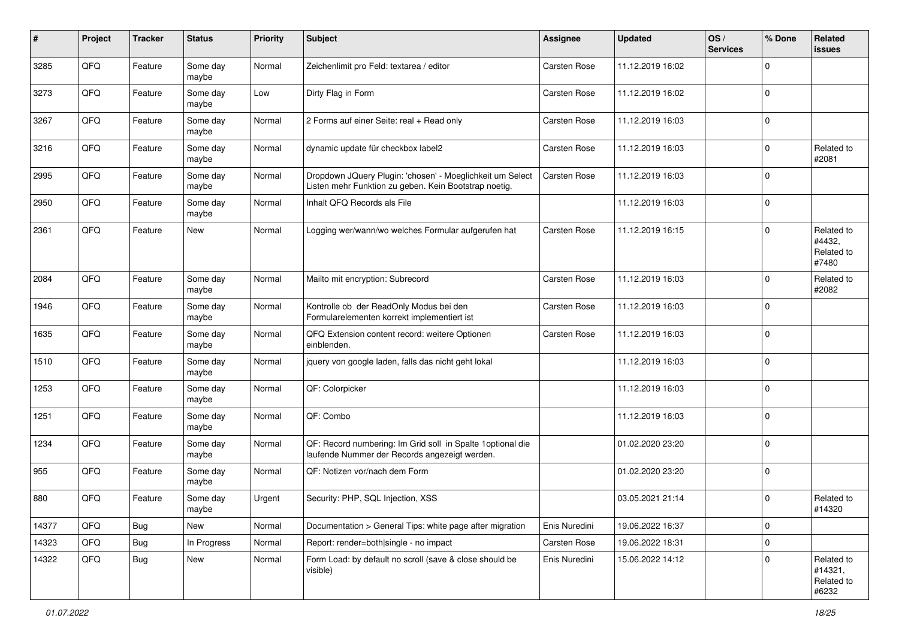| # | Project | Tracker | Status | Priority | Subject | Assignee | Updated | OS / Services | % Done | Related issues |
|---|---|---|---|---|---|---|---|---|---|---|
| 3285 | QFQ | Feature | Some day maybe | Normal | Zeichenlimit pro Feld: textarea / editor | Carsten Rose | 11.12.2019 16:02 | | 0 | |
| 3273 | QFQ | Feature | Some day maybe | Low | Dirty Flag in Form | Carsten Rose | 11.12.2019 16:02 | | 0 | |
| 3267 | QFQ | Feature | Some day maybe | Normal | 2 Forms auf einer Seite: real + Read only | Carsten Rose | 11.12.2019 16:03 | | 0 | |
| 3216 | QFQ | Feature | Some day maybe | Normal | dynamic update für checkbox label2 | Carsten Rose | 11.12.2019 16:03 | | 0 | Related to #2081 |
| 2995 | QFQ | Feature | Some day maybe | Normal | Dropdown JQuery Plugin: 'chosen' - Moeglichkeit um Select Listen mehr Funktion zu geben. Kein Bootstrap noetig. | Carsten Rose | 11.12.2019 16:03 | | 0 | |
| 2950 | QFQ | Feature | Some day maybe | Normal | Inhalt QFQ Records als File | | 11.12.2019 16:03 | | 0 | |
| 2361 | QFQ | Feature | New | Normal | Logging wer/wann/wo welches Formular aufgerufen hat | Carsten Rose | 11.12.2019 16:15 | | 0 | Related to #4432, Related to #7480 |
| 2084 | QFQ | Feature | Some day maybe | Normal | Mailto mit encryption: Subrecord | Carsten Rose | 11.12.2019 16:03 | | 0 | Related to #2082 |
| 1946 | QFQ | Feature | Some day maybe | Normal | Kontrolle ob der ReadOnly Modus bei den Formularelementen korrekt implementiert ist | Carsten Rose | 11.12.2019 16:03 | | 0 | |
| 1635 | QFQ | Feature | Some day maybe | Normal | QFQ Extension content record: weitere Optionen einblenden. | Carsten Rose | 11.12.2019 16:03 | | 0 | |
| 1510 | QFQ | Feature | Some day maybe | Normal | jquery von google laden, falls das nicht geht lokal | | 11.12.2019 16:03 | | 0 | |
| 1253 | QFQ | Feature | Some day maybe | Normal | QF: Colorpicker | | 11.12.2019 16:03 | | 0 | |
| 1251 | QFQ | Feature | Some day maybe | Normal | QF: Combo | | 11.12.2019 16:03 | | 0 | |
| 1234 | QFQ | Feature | Some day maybe | Normal | QF: Record numbering: Im Grid soll in Spalte 1optional die laufende Nummer der Records angezeigt werden. | | 01.02.2020 23:20 | | 0 | |
| 955 | QFQ | Feature | Some day maybe | Normal | QF: Notizen vor/nach dem Form | | 01.02.2020 23:20 | | 0 | |
| 880 | QFQ | Feature | Some day maybe | Urgent | Security: PHP, SQL Injection, XSS | | 03.05.2021 21:14 | | 0 | Related to #14320 |
| 14377 | QFQ | Bug | New | Normal | Documentation > General Tips: white page after migration | Enis Nuredini | 19.06.2022 16:37 | | 0 | |
| 14323 | QFQ | Bug | In Progress | Normal | Report: render=both\|single - no impact | Carsten Rose | 19.06.2022 18:31 | | 0 | |
| 14322 | QFQ | Bug | New | Normal | Form Load: by default no scroll (save & close should be visible) | Enis Nuredini | 15.06.2022 14:12 | | 0 | Related to #14321, Related to #6232 |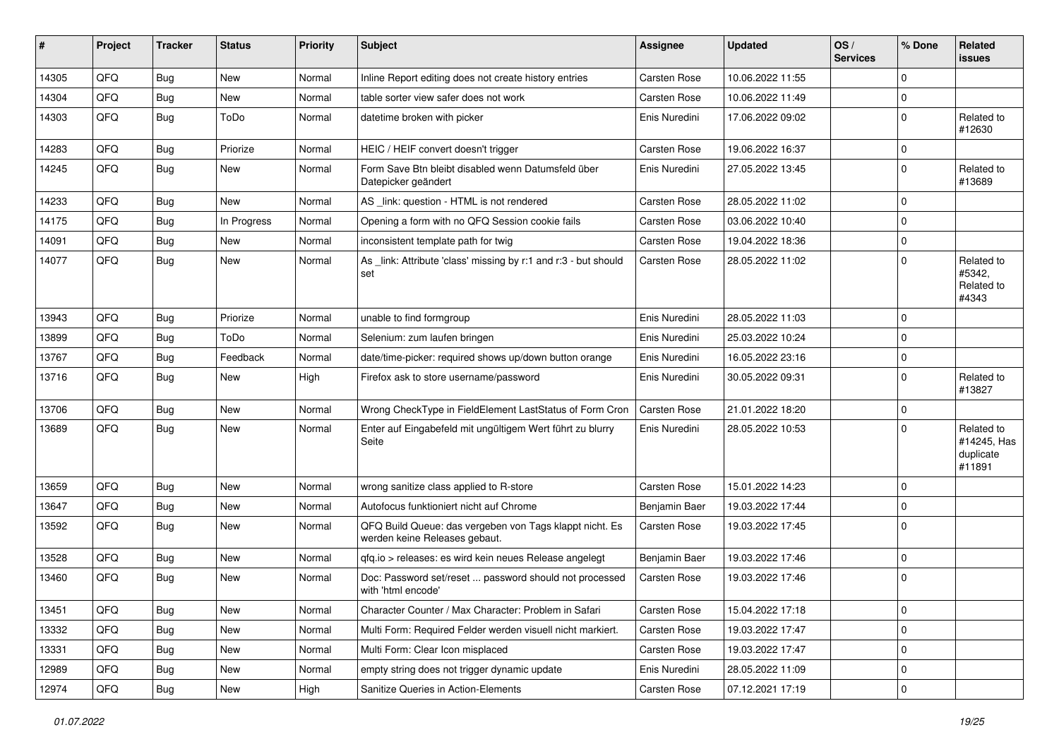| # | Project | Tracker | Status | Priority | Subject | Assignee | Updated | OS / Services | % Done | Related issues |
|---|---|---|---|---|---|---|---|---|---|---|
| 14305 | QFQ | Bug | New | Normal | Inline Report editing does not create history entries | Carsten Rose | 10.06.2022 11:55 | | 0 | |
| 14304 | QFQ | Bug | New | Normal | table sorter view safer does not work | Carsten Rose | 10.06.2022 11:49 | | 0 | |
| 14303 | QFQ | Bug | ToDo | Normal | datetime broken with picker | Enis Nuredini | 17.06.2022 09:02 | | 0 | Related to #12630 |
| 14283 | QFQ | Bug | Priorize | Normal | HEIC / HEIF convert doesn't trigger | Carsten Rose | 19.06.2022 16:37 | | 0 | |
| 14245 | QFQ | Bug | New | Normal | Form Save Btn bleibt disabled wenn Datumsfeld über Datepicker geändert | Enis Nuredini | 27.05.2022 13:45 | | 0 | Related to #13689 |
| 14233 | QFQ | Bug | New | Normal | AS _link: question - HTML is not rendered | Carsten Rose | 28.05.2022 11:02 | | 0 | |
| 14175 | QFQ | Bug | In Progress | Normal | Opening a form with no QFQ Session cookie fails | Carsten Rose | 03.06.2022 10:40 | | 0 | |
| 14091 | QFQ | Bug | New | Normal | inconsistent template path for twig | Carsten Rose | 19.04.2022 18:36 | | 0 | |
| 14077 | QFQ | Bug | New | Normal | As _link: Attribute 'class' missing by r:1 and r:3 - but should set | Carsten Rose | 28.05.2022 11:02 | | 0 | Related to #5342, Related to #4343 |
| 13943 | QFQ | Bug | Priorize | Normal | unable to find formgroup | Enis Nuredini | 28.05.2022 11:03 | | 0 | |
| 13899 | QFQ | Bug | ToDo | Normal | Selenium: zum laufen bringen | Enis Nuredini | 25.03.2022 10:24 | | 0 | |
| 13767 | QFQ | Bug | Feedback | Normal | date/time-picker: required shows up/down button orange | Enis Nuredini | 16.05.2022 23:16 | | 0 | |
| 13716 | QFQ | Bug | New | High | Firefox ask to store username/password | Enis Nuredini | 30.05.2022 09:31 | | 0 | Related to #13827 |
| 13706 | QFQ | Bug | New | Normal | Wrong CheckType in FieldElement LastStatus of Form Cron | Carsten Rose | 21.01.2022 18:20 | | 0 | |
| 13689 | QFQ | Bug | New | Normal | Enter auf Eingabefeld mit ungültigem Wert führt zu blurry Seite | Enis Nuredini | 28.05.2022 10:53 | | 0 | Related to #14245, Has duplicate #11891 |
| 13659 | QFQ | Bug | New | Normal | wrong sanitize class applied to R-store | Carsten Rose | 15.01.2022 14:23 | | 0 | |
| 13647 | QFQ | Bug | New | Normal | Autofocus funktioniert nicht auf Chrome | Benjamin Baer | 19.03.2022 17:44 | | 0 | |
| 13592 | QFQ | Bug | New | Normal | QFQ Build Queue: das vergeben von Tags klappt nicht. Es werden keine Releases gebaut. | Carsten Rose | 19.03.2022 17:45 | | 0 | |
| 13528 | QFQ | Bug | New | Normal | qfq.io > releases: es wird kein neues Release angelegt | Benjamin Baer | 19.03.2022 17:46 | | 0 | |
| 13460 | QFQ | Bug | New | Normal | Doc: Password set/reset ... password should not processed with 'html encode' | Carsten Rose | 19.03.2022 17:46 | | 0 | |
| 13451 | QFQ | Bug | New | Normal | Character Counter / Max Character: Problem in Safari | Carsten Rose | 15.04.2022 17:18 | | 0 | |
| 13332 | QFQ | Bug | New | Normal | Multi Form: Required Felder werden visuell nicht markiert. | Carsten Rose | 19.03.2022 17:47 | | 0 | |
| 13331 | QFQ | Bug | New | Normal | Multi Form: Clear Icon misplaced | Carsten Rose | 19.03.2022 17:47 | | 0 | |
| 12989 | QFQ | Bug | New | Normal | empty string does not trigger dynamic update | Enis Nuredini | 28.05.2022 11:09 | | 0 | |
| 12974 | QFQ | Bug | New | High | Sanitize Queries in Action-Elements | Carsten Rose | 07.12.2021 17:19 | | 0 | |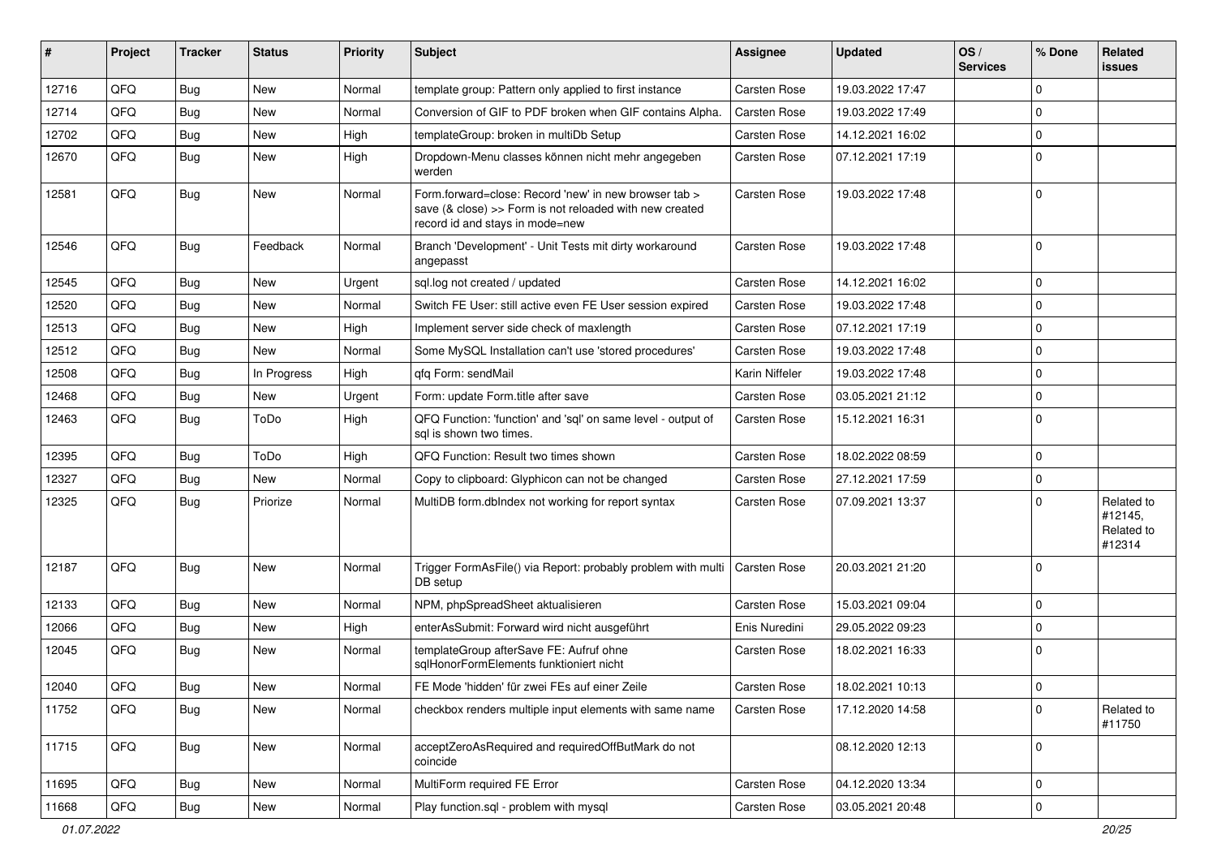| # | Project | Tracker | Status | Priority | Subject | Assignee | Updated | OS / Services | % Done | Related issues |
|---|---|---|---|---|---|---|---|---|---|---|
| 12716 | QFQ | Bug | New | Normal | template group: Pattern only applied to first instance | Carsten Rose | 19.03.2022 17:47 | | 0 | |
| 12714 | QFQ | Bug | New | Normal | Conversion of GIF to PDF broken when GIF contains Alpha. | Carsten Rose | 19.03.2022 17:49 | | 0 | |
| 12702 | QFQ | Bug | New | High | templateGroup: broken in multiDb Setup | Carsten Rose | 14.12.2021 16:02 | | 0 | |
| 12670 | QFQ | Bug | New | High | Dropdown-Menu classes können nicht mehr angegeben werden | Carsten Rose | 07.12.2021 17:19 | | 0 | |
| 12581 | QFQ | Bug | New | Normal | Form.forward=close: Record 'new' in new browser tab > save (& close) >> Form is not reloaded with new created record id and stays in mode=new | Carsten Rose | 19.03.2022 17:48 | | 0 | |
| 12546 | QFQ | Bug | Feedback | Normal | Branch 'Development' - Unit Tests mit dirty workaround angepasst | Carsten Rose | 19.03.2022 17:48 | | 0 | |
| 12545 | QFQ | Bug | New | Urgent | sql.log not created / updated | Carsten Rose | 14.12.2021 16:02 | | 0 | |
| 12520 | QFQ | Bug | New | Normal | Switch FE User: still active even FE User session expired | Carsten Rose | 19.03.2022 17:48 | | 0 | |
| 12513 | QFQ | Bug | New | High | Implement server side check of maxlength | Carsten Rose | 07.12.2021 17:19 | | 0 | |
| 12512 | QFQ | Bug | New | Normal | Some MySQL Installation can't use 'stored procedures' | Carsten Rose | 19.03.2022 17:48 | | 0 | |
| 12508 | QFQ | Bug | In Progress | High | qfq Form: sendMail | Karin Niffeler | 19.03.2022 17:48 | | 0 | |
| 12468 | QFQ | Bug | New | Urgent | Form: update Form.title after save | Carsten Rose | 03.05.2021 21:12 | | 0 | |
| 12463 | QFQ | Bug | ToDo | High | QFQ Function: 'function' and 'sql' on same level - output of sql is shown two times. | Carsten Rose | 15.12.2021 16:31 | | 0 | |
| 12395 | QFQ | Bug | ToDo | High | QFQ Function: Result two times shown | Carsten Rose | 18.02.2022 08:59 | | 0 | |
| 12327 | QFQ | Bug | New | Normal | Copy to clipboard: Glyphicon can not be changed | Carsten Rose | 27.12.2021 17:59 | | 0 | |
| 12325 | QFQ | Bug | Priorize | Normal | MultiDB form.dbIndex not working for report syntax | Carsten Rose | 07.09.2021 13:37 | | 0 | Related to #12145, Related to #12314 |
| 12187 | QFQ | Bug | New | Normal | Trigger FormAsFile() via Report: probably problem with multi DB setup | Carsten Rose | 20.03.2021 21:20 | | 0 | |
| 12133 | QFQ | Bug | New | Normal | NPM, phpSpreadSheet aktualisieren | Carsten Rose | 15.03.2021 09:04 | | 0 | |
| 12066 | QFQ | Bug | New | High | enterAsSubmit: Forward wird nicht ausgeführt | Enis Nuredini | 29.05.2022 09:23 | | 0 | |
| 12045 | QFQ | Bug | New | Normal | templateGroup afterSave FE: Aufruf ohne sqlHonorFormElements funktioniert nicht | Carsten Rose | 18.02.2021 16:33 | | 0 | |
| 12040 | QFQ | Bug | New | Normal | FE Mode 'hidden' für zwei FEs auf einer Zeile | Carsten Rose | 18.02.2021 10:13 | | 0 | |
| 11752 | QFQ | Bug | New | Normal | checkbox renders multiple input elements with same name | Carsten Rose | 17.12.2020 14:58 | | 0 | Related to #11750 |
| 11715 | QFQ | Bug | New | Normal | acceptZeroAsRequired and requiredOffButMark do not coincide | | 08.12.2020 12:13 | | 0 | |
| 11695 | QFQ | Bug | New | Normal | MultiForm required FE Error | Carsten Rose | 04.12.2020 13:34 | | 0 | |
| 11668 | QFQ | Bug | New | Normal | Play function.sql - problem with mysql | Carsten Rose | 03.05.2021 20:48 | | 0 | |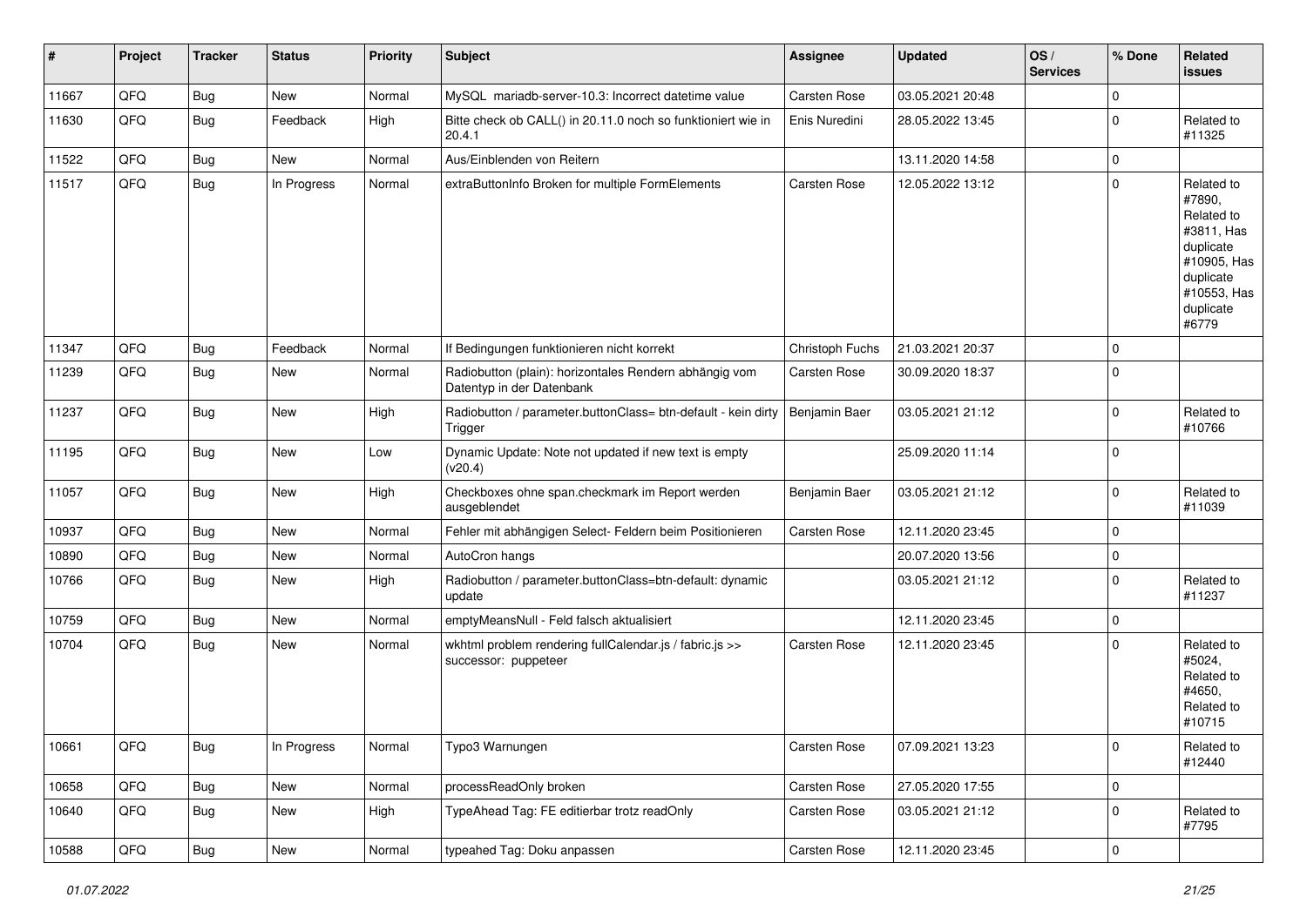| # | Project | Tracker | Status | Priority | Subject | Assignee | Updated | OS / Services | % Done | Related issues |
|---|---|---|---|---|---|---|---|---|---|---|
| 11667 | QFQ | Bug | New | Normal | MySQL mariadb-server-10.3: Incorrect datetime value | Carsten Rose | 03.05.2021 20:48 | | 0 | |
| 11630 | QFQ | Bug | Feedback | High | Bitte check ob CALL() in 20.11.0 noch so funktioniert wie in 20.4.1 | Enis Nuredini | 28.05.2022 13:45 | | 0 | Related to #11325 |
| 11522 | QFQ | Bug | New | Normal | Aus/Einblenden von Reitern | | 13.11.2020 14:58 | | 0 | |
| 11517 | QFQ | Bug | In Progress | Normal | extraButtonInfo Broken for multiple FormElements | Carsten Rose | 12.05.2022 13:12 | | 0 | Related to #7890, Related to #3811, Has duplicate #10905, Has duplicate #10553, Has duplicate #6779 |
| 11347 | QFQ | Bug | Feedback | Normal | If Bedingungen funktionieren nicht korrekt | Christoph Fuchs | 21.03.2021 20:37 | | 0 | |
| 11239 | QFQ | Bug | New | Normal | Radiobutton (plain): horizontales Rendern abhängig vom Datentyp in der Datenbank | Carsten Rose | 30.09.2020 18:37 | | 0 | |
| 11237 | QFQ | Bug | New | High | Radiobutton / parameter.buttonClass= btn-default - kein dirty Trigger | Benjamin Baer | 03.05.2021 21:12 | | 0 | Related to #10766 |
| 11195 | QFQ | Bug | New | Low | Dynamic Update: Note not updated if new text is empty (v20.4) | | 25.09.2020 11:14 | | 0 | |
| 11057 | QFQ | Bug | New | High | Checkboxes ohne span.checkmark im Report werden ausgeblendet | Benjamin Baer | 03.05.2021 21:12 | | 0 | Related to #11039 |
| 10937 | QFQ | Bug | New | Normal | Fehler mit abhängigen Select- Feldern beim Positionieren | Carsten Rose | 12.11.2020 23:45 | | 0 | |
| 10890 | QFQ | Bug | New | Normal | AutoCron hangs | | 20.07.2020 13:56 | | 0 | |
| 10766 | QFQ | Bug | New | High | Radiobutton / parameter.buttonClass=btn-default: dynamic update | | 03.05.2021 21:12 | | 0 | Related to #11237 |
| 10759 | QFQ | Bug | New | Normal | emptyMeansNull - Feld falsch aktualisiert | | 12.11.2020 23:45 | | 0 | |
| 10704 | QFQ | Bug | New | Normal | wkhtml problem rendering fullCalendar.js / fabric.js >> successor: puppeteer | Carsten Rose | 12.11.2020 23:45 | | 0 | Related to #5024, Related to #4650, Related to #10715 |
| 10661 | QFQ | Bug | In Progress | Normal | Typo3 Warnungen | Carsten Rose | 07.09.2021 13:23 | | 0 | Related to #12440 |
| 10658 | QFQ | Bug | New | Normal | processReadOnly broken | Carsten Rose | 27.05.2020 17:55 | | 0 | |
| 10640 | QFQ | Bug | New | High | TypeAhead Tag: FE editierbar trotz readOnly | Carsten Rose | 03.05.2021 21:12 | | 0 | Related to #7795 |
| 10588 | QFQ | Bug | New | Normal | typeahed Tag: Doku anpassen | Carsten Rose | 12.11.2020 23:45 | | 0 | |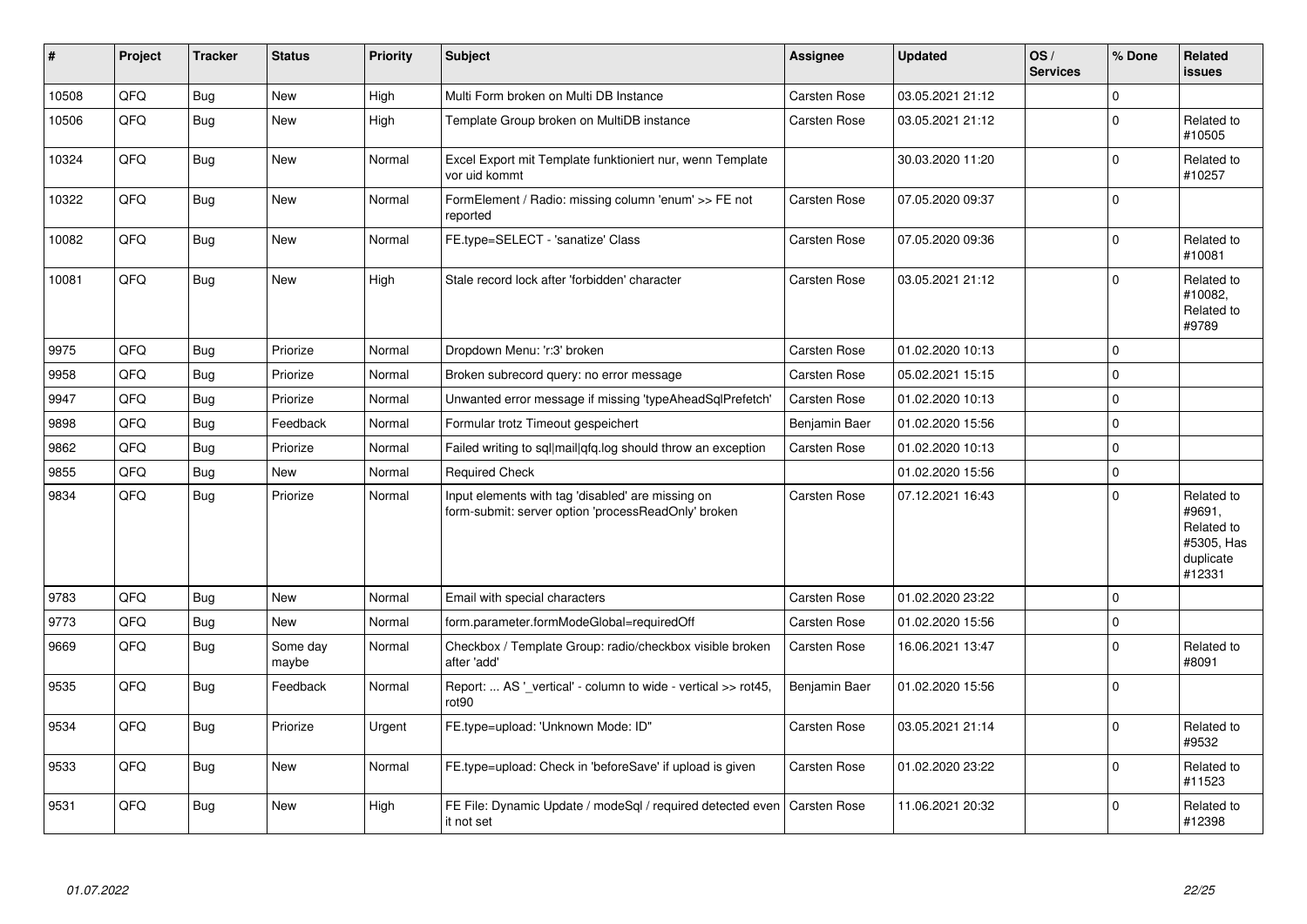| # | Project | Tracker | Status | Priority | Subject | Assignee | Updated | OS / Services | % Done | Related issues |
|---|---|---|---|---|---|---|---|---|---|---|
| 10508 | QFQ | Bug | New | High | Multi Form broken on Multi DB Instance | Carsten Rose | 03.05.2021 21:12 | | 0 | |
| 10506 | QFQ | Bug | New | High | Template Group broken on MultiDB instance | Carsten Rose | 03.05.2021 21:12 | | 0 | Related to #10505 |
| 10324 | QFQ | Bug | New | Normal | Excel Export mit Template funktioniert nur, wenn Template vor uid kommt | | 30.03.2020 11:20 | | 0 | Related to #10257 |
| 10322 | QFQ | Bug | New | Normal | FormElement / Radio: missing column 'enum' >> FE not reported | Carsten Rose | 07.05.2020 09:37 | | 0 | |
| 10082 | QFQ | Bug | New | Normal | FE.type=SELECT - 'sanatize' Class | Carsten Rose | 07.05.2020 09:36 | | 0 | Related to #10081 |
| 10081 | QFQ | Bug | New | High | Stale record lock after 'forbidden' character | Carsten Rose | 03.05.2021 21:12 | | 0 | Related to #10082, Related to #9789 |
| 9975 | QFQ | Bug | Priorize | Normal | Dropdown Menu: 'r:3' broken | Carsten Rose | 01.02.2020 10:13 | | 0 | |
| 9958 | QFQ | Bug | Priorize | Normal | Broken subrecord query: no error message | Carsten Rose | 05.02.2021 15:15 | | 0 | |
| 9947 | QFQ | Bug | Priorize | Normal | Unwanted error message if missing 'typeAheadSqlPrefetch' | Carsten Rose | 01.02.2020 10:13 | | 0 | |
| 9898 | QFQ | Bug | Feedback | Normal | Formular trotz Timeout gespeichert | Benjamin Baer | 01.02.2020 15:56 | | 0 | |
| 9862 | QFQ | Bug | Priorize | Normal | Failed writing to sql\|mail\|qfq.log should throw an exception | Carsten Rose | 01.02.2020 10:13 | | 0 | |
| 9855 | QFQ | Bug | New | Normal | Required Check | | 01.02.2020 15:56 | | 0 | |
| 9834 | QFQ | Bug | Priorize | Normal | Input elements with tag 'disabled' are missing on form-submit: server option 'processReadOnly' broken | Carsten Rose | 07.12.2021 16:43 | | 0 | Related to #9691, Related to #5305, Has duplicate #12331 |
| 9783 | QFQ | Bug | New | Normal | Email with special characters | Carsten Rose | 01.02.2020 23:22 | | 0 | |
| 9773 | QFQ | Bug | New | Normal | form.parameter.formModeGlobal=requiredOff | Carsten Rose | 01.02.2020 15:56 | | 0 | |
| 9669 | QFQ | Bug | Some day maybe | Normal | Checkbox / Template Group: radio/checkbox visible broken after 'add' | Carsten Rose | 16.06.2021 13:47 | | 0 | Related to #8091 |
| 9535 | QFQ | Bug | Feedback | Normal | Report: ... AS '_vertical' - column to wide - vertical >> rot45, rot90 | Benjamin Baer | 01.02.2020 15:56 | | 0 | |
| 9534 | QFQ | Bug | Priorize | Urgent | FE.type=upload: 'Unknown Mode: ID" | Carsten Rose | 03.05.2021 21:14 | | 0 | Related to #9532 |
| 9533 | QFQ | Bug | New | Normal | FE.type=upload: Check in 'beforeSave' if upload is given | Carsten Rose | 01.02.2020 23:22 | | 0 | Related to #11523 |
| 9531 | QFQ | Bug | New | High | FE File: Dynamic Update / modeSql / required detected even it not set | Carsten Rose | 11.06.2021 20:32 | | 0 | Related to #12398 |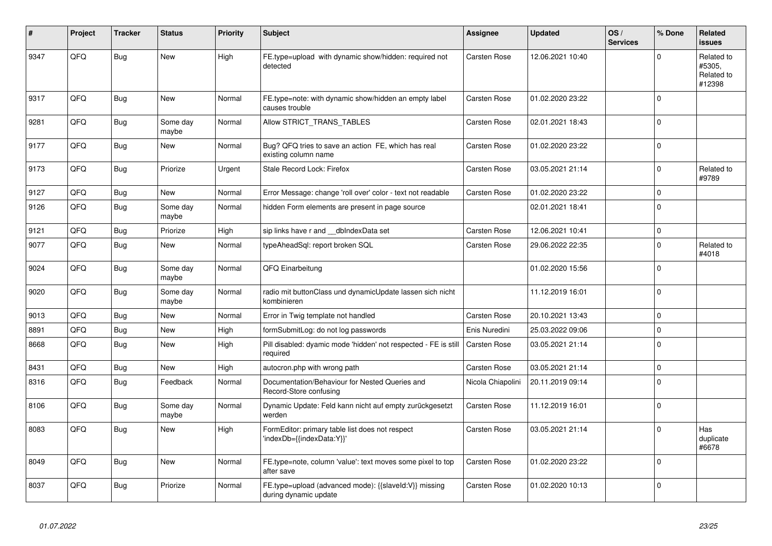| # | Project | Tracker | Status | Priority | Subject | Assignee | Updated | OS / Services | % Done | Related issues |
|---|---|---|---|---|---|---|---|---|---|---|
| 9347 | QFQ | Bug | New | High | FE.type=upload with dynamic show/hidden: required not detected | Carsten Rose | 12.06.2021 10:40 | | 0 | Related to #5305, Related to #12398 |
| 9317 | QFQ | Bug | New | Normal | FE.type=note: with dynamic show/hidden an empty label causes trouble | Carsten Rose | 01.02.2020 23:22 | | 0 | |
| 9281 | QFQ | Bug | Some day maybe | Normal | Allow STRICT_TRANS_TABLES | Carsten Rose | 02.01.2021 18:43 | | 0 | |
| 9177 | QFQ | Bug | New | Normal | Bug? QFQ tries to save an action FE, which has real existing column name | Carsten Rose | 01.02.2020 23:22 | | 0 | |
| 9173 | QFQ | Bug | Priorize | Urgent | Stale Record Lock: Firefox | Carsten Rose | 03.05.2021 21:14 | | 0 | Related to #9789 |
| 9127 | QFQ | Bug | New | Normal | Error Message: change 'roll over' color - text not readable | Carsten Rose | 01.02.2020 23:22 | | 0 | |
| 9126 | QFQ | Bug | Some day maybe | Normal | hidden Form elements are present in page source | | 02.01.2021 18:41 | | 0 | |
| 9121 | QFQ | Bug | Priorize | High | sip links have r and __dbIndexData set | Carsten Rose | 12.06.2021 10:41 | | 0 | |
| 9077 | QFQ | Bug | New | Normal | typeAheadSql: report broken SQL | Carsten Rose | 29.06.2022 22:35 | | 0 | Related to #4018 |
| 9024 | QFQ | Bug | Some day maybe | Normal | QFQ Einarbeitung | | 01.02.2020 15:56 | | 0 | |
| 9020 | QFQ | Bug | Some day maybe | Normal | radio mit buttonClass und dynamicUpdate lassen sich nicht kombinieren | | 11.12.2019 16:01 | | 0 | |
| 9013 | QFQ | Bug | New | Normal | Error in Twig template not handled | Carsten Rose | 20.10.2021 13:43 | | 0 | |
| 8891 | QFQ | Bug | New | High | formSubmitLog: do not log passwords | Enis Nuredini | 25.03.2022 09:06 | | 0 | |
| 8668 | QFQ | Bug | New | High | Pill disabled: dyamic mode 'hidden' not respected - FE is still required | Carsten Rose | 03.05.2021 21:14 | | 0 | |
| 8431 | QFQ | Bug | New | High | autocron.php with wrong path | Carsten Rose | 03.05.2021 21:14 | | 0 | |
| 8316 | QFQ | Bug | Feedback | Normal | Documentation/Behaviour for Nested Queries and Record-Store confusing | Nicola Chiapolini | 20.11.2019 09:14 | | 0 | |
| 8106 | QFQ | Bug | Some day maybe | Normal | Dynamic Update: Feld kann nicht auf empty zurückgesetzt werden | Carsten Rose | 11.12.2019 16:01 | | 0 | |
| 8083 | QFQ | Bug | New | High | FormEditor: primary table list does not respect 'indexDb={{indexData:Y}}' | Carsten Rose | 03.05.2021 21:14 | | 0 | Has duplicate #6678 |
| 8049 | QFQ | Bug | New | Normal | FE.type=note, column 'value': text moves some pixel to top after save | Carsten Rose | 01.02.2020 23:22 | | 0 | |
| 8037 | QFQ | Bug | Priorize | Normal | FE.type=upload (advanced mode): {{slaveId:V}} missing during dynamic update | Carsten Rose | 01.02.2020 10:13 | | 0 | |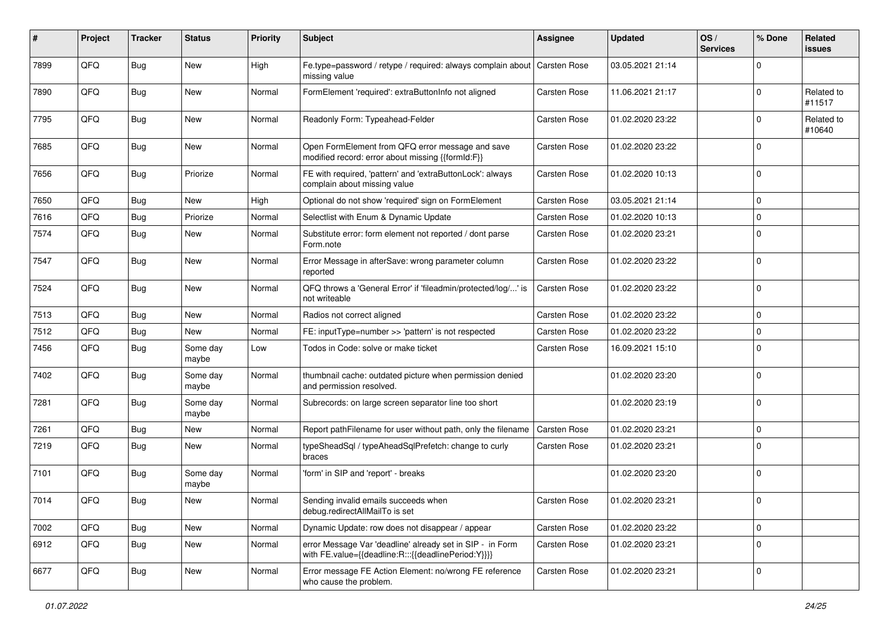| # | Project | Tracker | Status | Priority | Subject | Assignee | Updated | OS / Services | % Done | Related issues |
|---|---|---|---|---|---|---|---|---|---|---|
| 7899 | QFQ | Bug | New | High | Fe.type=password / retype / required: always complain about missing value | Carsten Rose | 03.05.2021 21:14 | | 0 | |
| 7890 | QFQ | Bug | New | Normal | FormElement 'required': extraButtonInfo not aligned | Carsten Rose | 11.06.2021 21:17 | | 0 | Related to #11517 |
| 7795 | QFQ | Bug | New | Normal | Readonly Form: Typeahead-Felder | Carsten Rose | 01.02.2020 23:22 | | 0 | Related to #10640 |
| 7685 | QFQ | Bug | New | Normal | Open FormElement from QFQ error message and save modified record: error about missing {{formId:F}} | Carsten Rose | 01.02.2020 23:22 | | 0 | |
| 7656 | QFQ | Bug | Priorize | Normal | FE with required, 'pattern' and 'extraButtonLock': always complain about missing value | Carsten Rose | 01.02.2020 10:13 | | 0 | |
| 7650 | QFQ | Bug | New | High | Optional do not show 'required' sign on FormElement | Carsten Rose | 03.05.2021 21:14 | | 0 | |
| 7616 | QFQ | Bug | Priorize | Normal | Selectlist with Enum & Dynamic Update | Carsten Rose | 01.02.2020 10:13 | | 0 | |
| 7574 | QFQ | Bug | New | Normal | Substitute error: form element not reported / dont parse Form.note | Carsten Rose | 01.02.2020 23:21 | | 0 | |
| 7547 | QFQ | Bug | New | Normal | Error Message in afterSave: wrong parameter column reported | Carsten Rose | 01.02.2020 23:22 | | 0 | |
| 7524 | QFQ | Bug | New | Normal | QFQ throws a 'General Error' if 'fileadmin/protected/log/...' is not writeable | Carsten Rose | 01.02.2020 23:22 | | 0 | |
| 7513 | QFQ | Bug | New | Normal | Radios not correct aligned | Carsten Rose | 01.02.2020 23:22 | | 0 | |
| 7512 | QFQ | Bug | New | Normal | FE: inputType=number >> 'pattern' is not respected | Carsten Rose | 01.02.2020 23:22 | | 0 | |
| 7456 | QFQ | Bug | Some day maybe | Low | Todos in Code: solve or make ticket | Carsten Rose | 16.09.2021 15:10 | | 0 | |
| 7402 | QFQ | Bug | Some day maybe | Normal | thumbnail cache: outdated picture when permission denied and permission resolved. | | 01.02.2020 23:20 | | 0 | |
| 7281 | QFQ | Bug | Some day maybe | Normal | Subrecords: on large screen separator line too short | | 01.02.2020 23:19 | | 0 | |
| 7261 | QFQ | Bug | New | Normal | Report pathFilename for user without path, only the filename | Carsten Rose | 01.02.2020 23:21 | | 0 | |
| 7219 | QFQ | Bug | New | Normal | typeSheadSql / typeAheadSqlPrefetch: change to curly braces | Carsten Rose | 01.02.2020 23:21 | | 0 | |
| 7101 | QFQ | Bug | Some day maybe | Normal | 'form' in SIP and 'report' - breaks | | 01.02.2020 23:20 | | 0 | |
| 7014 | QFQ | Bug | New | Normal | Sending invalid emails succeeds when debug.redirectAllMailTo is set | Carsten Rose | 01.02.2020 23:21 | | 0 | |
| 7002 | QFQ | Bug | New | Normal | Dynamic Update: row does not disappear / appear | Carsten Rose | 01.02.2020 23:22 | | 0 | |
| 6912 | QFQ | Bug | New | Normal | error Message Var 'deadline' already set in SIP - in Form with FE.value={{deadline:R:::{{deadlinePeriod:Y}}}} | Carsten Rose | 01.02.2020 23:21 | | 0 | |
| 6677 | QFQ | Bug | New | Normal | Error message FE Action Element: no/wrong FE reference who cause the problem. | Carsten Rose | 01.02.2020 23:21 | | 0 | |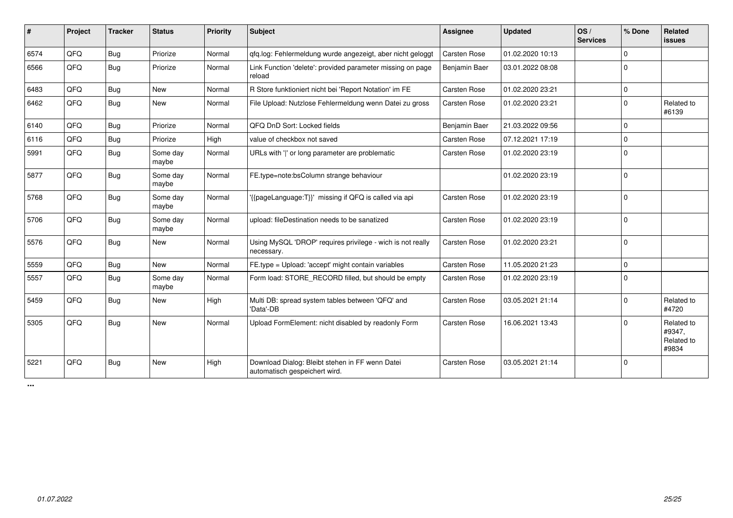| # | Project | Tracker | Status | Priority | Subject | Assignee | Updated | OS / Services | % Done | Related issues |
|---|---|---|---|---|---|---|---|---|---|---|
| 6574 | QFQ | Bug | Priorize | Normal | qfq.log: Fehlermeldung wurde angezeigt, aber nicht geloggt | Carsten Rose | 01.02.2020 10:13 | | 0 | |
| 6566 | QFQ | Bug | Priorize | Normal | Link Function 'delete': provided parameter missing on page reload | Benjamin Baer | 03.01.2022 08:08 | | 0 | |
| 6483 | QFQ | Bug | New | Normal | R Store funktioniert nicht bei 'Report Notation' im FE | Carsten Rose | 01.02.2020 23:21 | | 0 | |
| 6462 | QFQ | Bug | New | Normal | File Upload: Nutzlose Fehlermeldung wenn Datei zu gross | Carsten Rose | 01.02.2020 23:21 | | 0 | Related to #6139 |
| 6140 | QFQ | Bug | Priorize | Normal | QFQ DnD Sort: Locked fields | Benjamin Baer | 21.03.2022 09:56 | | 0 | |
| 6116 | QFQ | Bug | Priorize | High | value of checkbox not saved | Carsten Rose | 07.12.2021 17:19 | | 0 | |
| 5991 | QFQ | Bug | Some day maybe | Normal | URLs with '\|' or long parameter are problematic | Carsten Rose | 01.02.2020 23:19 | | 0 | |
| 5877 | QFQ | Bug | Some day maybe | Normal | FE.type=note:bsColumn strange behaviour | | 01.02.2020 23:19 | | 0 | |
| 5768 | QFQ | Bug | Some day maybe | Normal | '{{pageLanguage:T}}' missing if QFQ is called via api | Carsten Rose | 01.02.2020 23:19 | | 0 | |
| 5706 | QFQ | Bug | Some day maybe | Normal | upload: fileDestination needs to be sanatized | Carsten Rose | 01.02.2020 23:19 | | 0 | |
| 5576 | QFQ | Bug | New | Normal | Using MySQL 'DROP' requires privilege - wich is not really necessary. | Carsten Rose | 01.02.2020 23:21 | | 0 | |
| 5559 | QFQ | Bug | New | Normal | FE.type = Upload: 'accept' might contain variables | Carsten Rose | 11.05.2020 21:23 | | 0 | |
| 5557 | QFQ | Bug | Some day maybe | Normal | Form load: STORE_RECORD filled, but should be empty | Carsten Rose | 01.02.2020 23:19 | | 0 | |
| 5459 | QFQ | Bug | New | High | Multi DB: spread system tables between 'QFQ' and 'Data'-DB | Carsten Rose | 03.05.2021 21:14 | | 0 | Related to #4720 |
| 5305 | QFQ | Bug | New | Normal | Upload FormElement: nicht disabled by readonly Form | Carsten Rose | 16.06.2021 13:43 | | 0 | Related to #9347, Related to #9834 |
| 5221 | QFQ | Bug | New | High | Download Dialog: Bleibt stehen in FF wenn Datei automatisch gespeichert wird. | Carsten Rose | 03.05.2021 21:14 | | 0 | |

...

*01.07.2022*